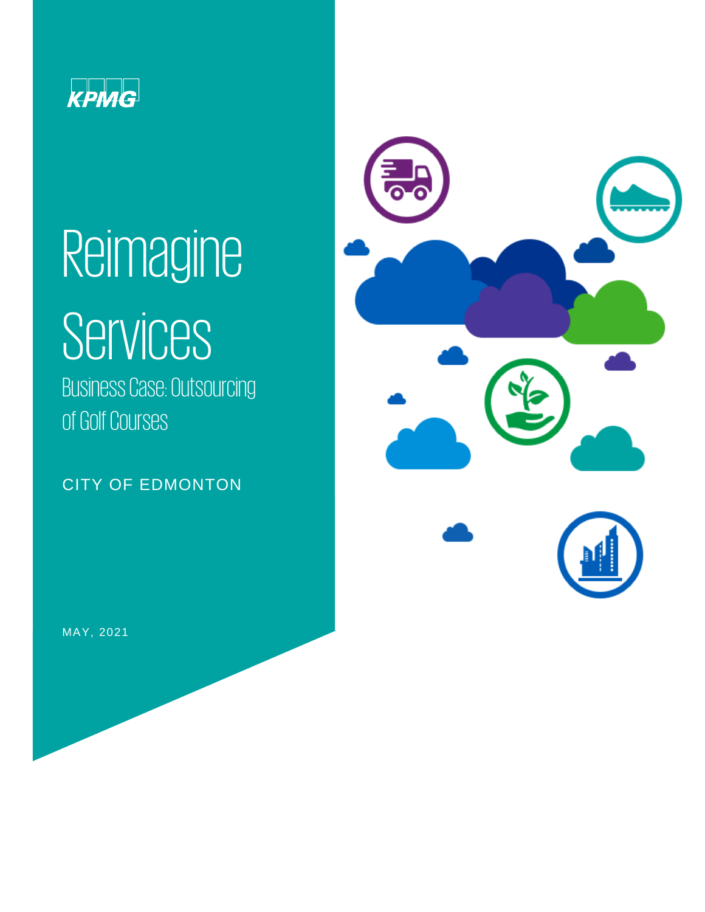KPMG

# Reimagine Services

## Business Case: Outsourcing of Golf Courses

CITY OF EDMONTON

MAY, 2021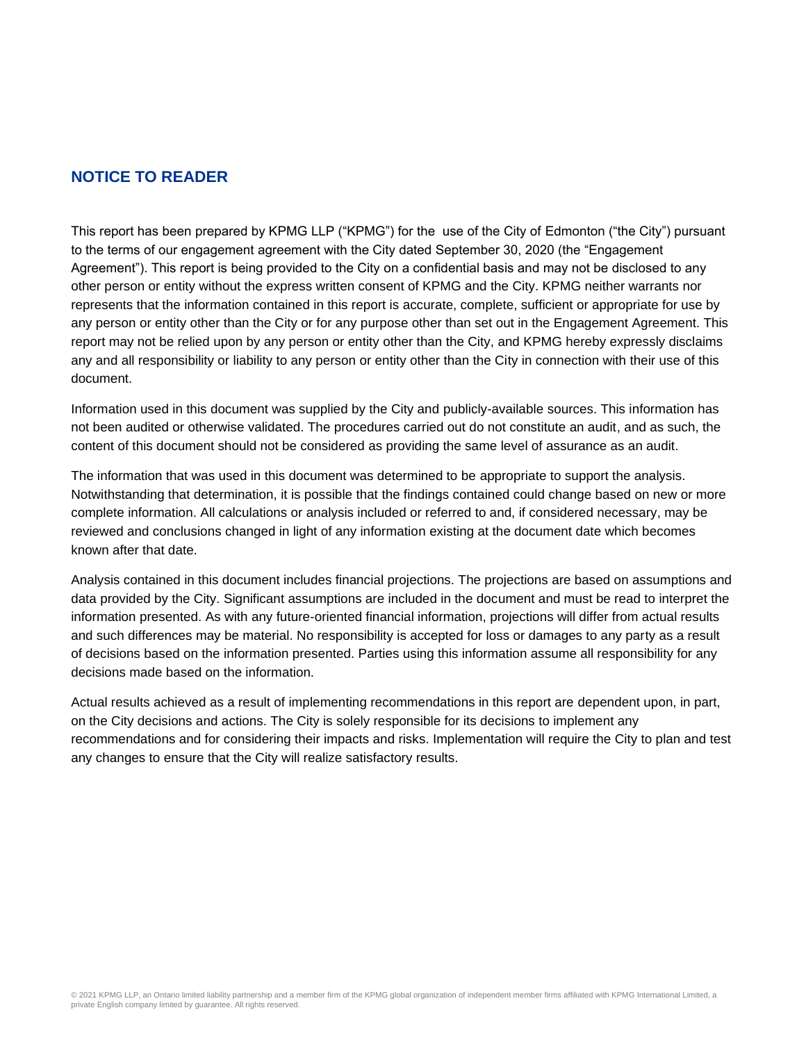## NOTICE TO READER

This report has been prepared by KPMG LLP ("KPMG") for the use of the City of Edmonton ("the City") pursuant to the terms of our engagement agreement with the City dated September 30, 2020 (the "Engagement Agreement"). This report is being provided to the City on a confidential basis and may not be disclosed to any other person or entity without the express written consent of KPMG and the City. KPMG neither warrants nor represents that the information contained in this report is accurate, complete, sufficient or appropriate for use by any person or entity other than the City or for any purpose other than set out in the Engagement Agreement. This report may not be relied upon by any person or entity other than the City, and KPMG hereby expressly disclaims any and all responsibility or liability to any person or entity other than the City in connection with their use of this document.

Information used in this document was supplied by the City and publicly-available sources. This information has not been audited or otherwise validated. The procedures carried out do not constitute an audit, and as such, the content of this document should not be considered as providing the same level of assurance as an audit.

The information that was used in this document was determined to be appropriate to support the analysis. Notwithstanding that determination, it is possible that the findings contained could change based on new or more complete information. All calculations or analysis included or referred to and, if considered necessary, may be reviewed and conclusions changed in light of any information existing at the document date which becomes known after that date.

Analysis contained in this document includes financial projections. The projections are based on assumptions and data provided by the City. Significant assumptions are included in the document and must be read to interpret the information presented. As with any future-oriented financial information, projections will differ from actual results and such differences may be material. No responsibility is accepted for loss or damages to any party as a result of decisions based on the information presented. Parties using this information assume all responsibility for any decisions made based on the information.

Actual results achieved as a result of implementing recommendations in this report are dependent upon, in part, on the City decisions and actions. The City is solely responsible for its decisions to implement any recommendations and for considering their impacts and risks. Implementation will require the City to plan and test any changes to ensure that the City will realize satisfactory results.

© 2021 KPMG LLP, an Ontario limited liability partnership and a member firm of the KPMG global organization of independent member firms affiliated with KPMG International Limited, a private English company limited by guarantee. All rights reserved.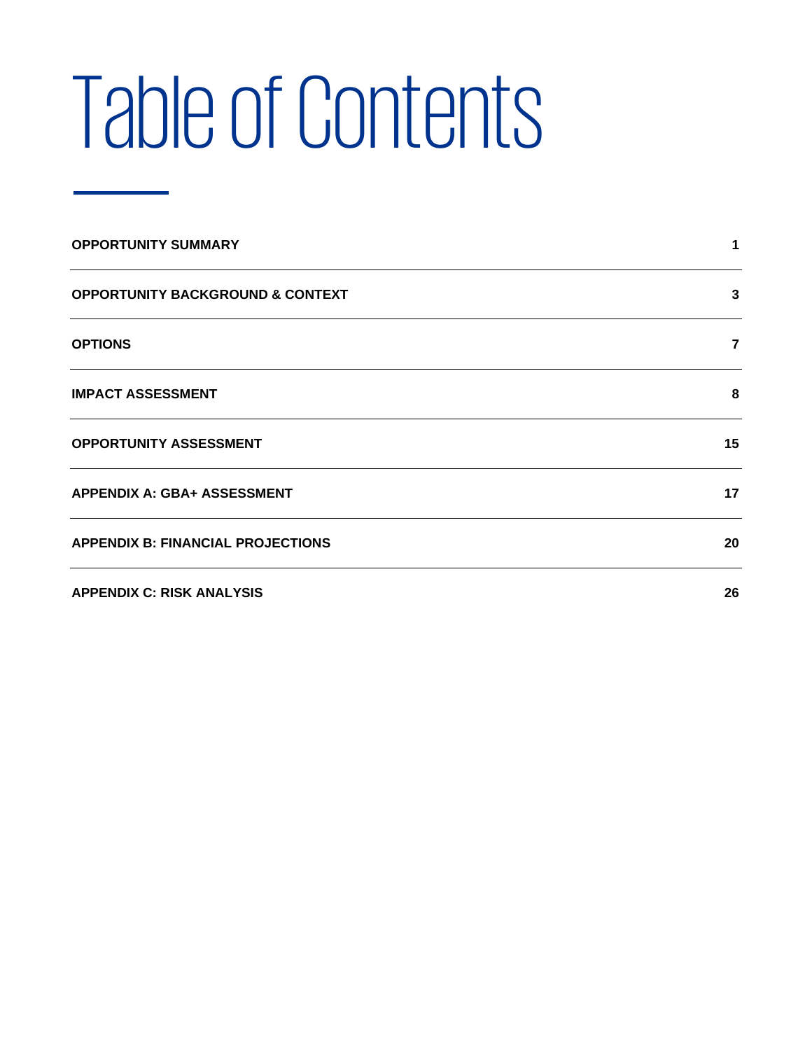# Table of Contents

| | |
|---|---|
| **OPPORTUNITY SUMMARY** | **1** |
| **OPPORTUNITY BACKGROUND & CONTEXT** | **3** |
| **OPTIONS** | **7** |
| **IMPACT ASSESSMENT** | **8** |
| **OPPORTUNITY ASSESSMENT** | **15** |
| **APPENDIX A: GBA+ ASSESSMENT** | **17** |
| **APPENDIX B: FINANCIAL PROJECTIONS** | **20** |
| **APPENDIX C: RISK ANALYSIS** | **26** |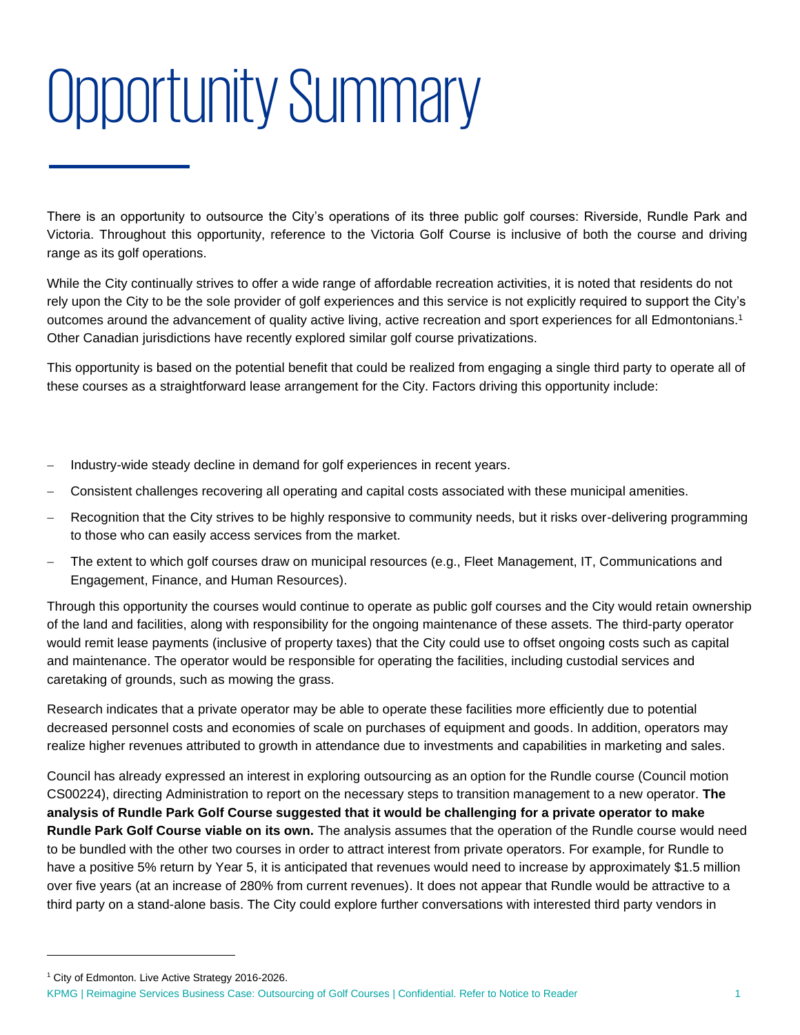# Opportunity Summary

There is an opportunity to outsource the City's operations of its three public golf courses: Riverside, Rundle Park and Victoria. Throughout this opportunity, reference to the Victoria Golf Course is inclusive of both the course and driving range as its golf operations.

While the City continually strives to offer a wide range of affordable recreation activities, it is noted that residents do not rely upon the City to be the sole provider of golf experiences and this service is not explicitly required to support the City's outcomes around the advancement of quality active living, active recreation and sport experiences for all Edmontonians.[1] Other Canadian jurisdictions have recently explored similar golf course privatizations.

This opportunity is based on the potential benefit that could be realized from engaging a single third party to operate all of these courses as a straightforward lease arrangement for the City. Factors driving this opportunity include:

- Industry-wide steady decline in demand for golf experiences in recent years.
- Consistent challenges recovering all operating and capital costs associated with these municipal amenities.
- Recognition that the City strives to be highly responsive to community needs, but it risks over-delivering programming to those who can easily access services from the market.
- The extent to which golf courses draw on municipal resources (e.g., Fleet Management, IT, Communications and Engagement, Finance, and Human Resources).

Through this opportunity the courses would continue to operate as public golf courses and the City would retain ownership of the land and facilities, along with responsibility for the ongoing maintenance of these assets. The third-party operator would remit lease payments (inclusive of property taxes) that the City could use to offset ongoing costs such as capital and maintenance. The operator would be responsible for operating the facilities, including custodial services and caretaking of grounds, such as mowing the grass.

Research indicates that a private operator may be able to operate these facilities more efficiently due to potential decreased personnel costs and economies of scale on purchases of equipment and goods. In addition, operators may realize higher revenues attributed to growth in attendance due to investments and capabilities in marketing and sales.

Council has already expressed an interest in exploring outsourcing as an option for the Rundle course (Council motion CS00224), directing Administration to report on the necessary steps to transition management to a new operator. **The analysis of Rundle Park Golf Course suggested that it would be challenging for a private operator to make Rundle Park Golf Course viable on its own.** The analysis assumes that the operation of the Rundle course would need to be bundled with the other two courses in order to attract interest from private operators. For example, for Rundle to have a positive 5% return by Year 5, it is anticipated that revenues would need to increase by approximately $1.5 million over five years (at an increase of 280% from current revenues). It does not appear that Rundle would be attractive to a third party on a stand-alone basis. The City could explore further conversations with interested third party vendors in

[1] City of Edmonton. Live Active Strategy 2016-2026.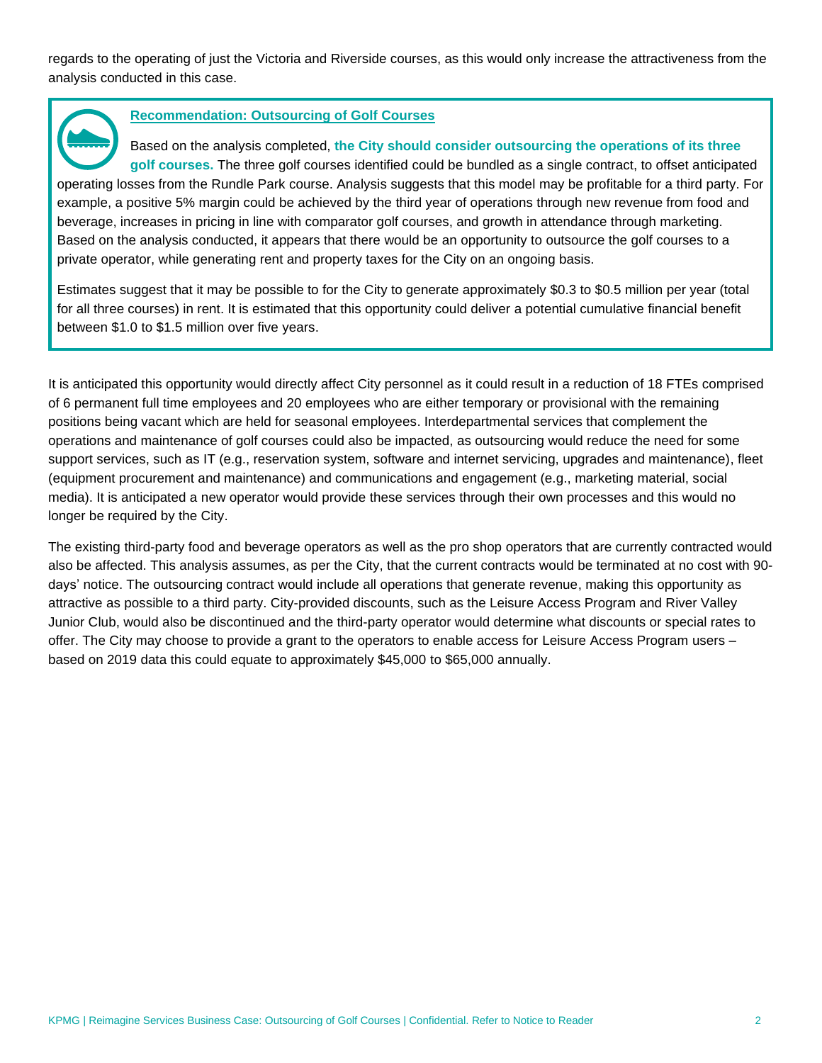regards to the operating of just the Victoria and Riverside courses, as this would only increase the attractiveness from the analysis conducted in this case.

**Recommendation: Outsourcing of Golf Courses**

Based on the analysis completed, **the City should consider outsourcing the operations of its three golf courses.** The three golf courses identified could be bundled as a single contract, to offset anticipated operating losses from the Rundle Park course. Analysis suggests that this model may be profitable for a third party. For example, a positive 5% margin could be achieved by the third year of operations through new revenue from food and beverage, increases in pricing in line with comparator golf courses, and growth in attendance through marketing. Based on the analysis conducted, it appears that there would be an opportunity to outsource the golf courses to a private operator, while generating rent and property taxes for the City on an ongoing basis.

Estimates suggest that it may be possible to for the City to generate approximately $0.3 to $0.5 million per year (total for all three courses) in rent. It is estimated that this opportunity could deliver a potential cumulative financial benefit between $1.0 to $1.5 million over five years.

It is anticipated this opportunity would directly affect City personnel as it could result in a reduction of 18 FTEs comprised of 6 permanent full time employees and 20 employees who are either temporary or provisional with the remaining positions being vacant which are held for seasonal employees. Interdepartmental services that complement the operations and maintenance of golf courses could also be impacted, as outsourcing would reduce the need for some support services, such as IT (e.g., reservation system, software and internet servicing, upgrades and maintenance), fleet (equipment procurement and maintenance) and communications and engagement (e.g., marketing material, social media). It is anticipated a new operator would provide these services through their own processes and this would no longer be required by the City.

The existing third-party food and beverage operators as well as the pro shop operators that are currently contracted would also be affected. This analysis assumes, as per the City, that the current contracts would be terminated at no cost with 90-days' notice. The outsourcing contract would include all operations that generate revenue, making this opportunity as attractive as possible to a third party. City-provided discounts, such as the Leisure Access Program and River Valley Junior Club, would also be discontinued and the third-party operator would determine what discounts or special rates to offer. The City may choose to provide a grant to the operators to enable access for Leisure Access Program users – based on 2019 data this could equate to approximately $45,000 to $65,000 annually.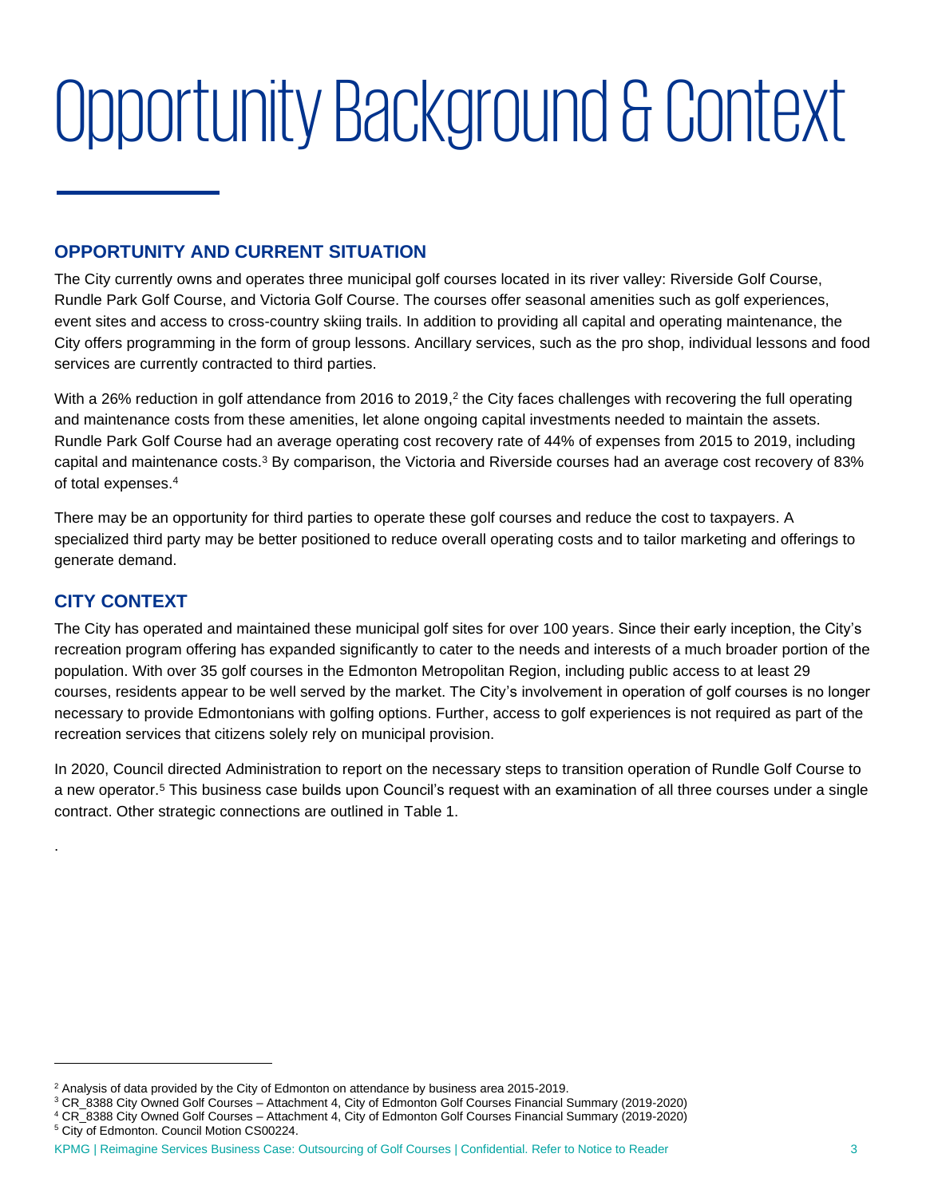# Opportunity Background & Context

## OPPORTUNITY AND CURRENT SITUATION

The City currently owns and operates three municipal golf courses located in its river valley: Riverside Golf Course, Rundle Park Golf Course, and Victoria Golf Course. The courses offer seasonal amenities such as golf experiences, event sites and access to cross-country skiing trails. In addition to providing all capital and operating maintenance, the City offers programming in the form of group lessons. Ancillary services, such as the pro shop, individual lessons and food services are currently contracted to third parties.

With a 26% reduction in golf attendance from 2016 to 2019,[2] the City faces challenges with recovering the full operating and maintenance costs from these amenities, let alone ongoing capital investments needed to maintain the assets. Rundle Park Golf Course had an average operating cost recovery rate of 44% of expenses from 2015 to 2019, including capital and maintenance costs.[3] By comparison, the Victoria and Riverside courses had an average cost recovery of 83% of total expenses.[4]

There may be an opportunity for third parties to operate these golf courses and reduce the cost to taxpayers. A specialized third party may be better positioned to reduce overall operating costs and to tailor marketing and offerings to generate demand.

## CITY CONTEXT

The City has operated and maintained these municipal golf sites for over 100 years. Since their early inception, the City's recreation program offering has expanded significantly to cater to the needs and interests of a much broader portion of the population. With over 35 golf courses in the Edmonton Metropolitan Region, including public access to at least 29 courses, residents appear to be well served by the market. The City's involvement in operation of golf courses is no longer necessary to provide Edmontonians with golfing options. Further, access to golf experiences is not required as part of the recreation services that citizens solely rely on municipal provision.

In 2020, Council directed Administration to report on the necessary steps to transition operation of Rundle Golf Course to a new operator.[5] This business case builds upon Council's request with an examination of all three courses under a single contract. Other strategic connections are outlined in Table 1.

.

---

[2] Analysis of data provided by the City of Edmonton on attendance by business area 2015-2019.

[3] CR_8388 City Owned Golf Courses – Attachment 4, City of Edmonton Golf Courses Financial Summary (2019-2020)

[4] CR_8388 City Owned Golf Courses – Attachment 4, City of Edmonton Golf Courses Financial Summary (2019-2020)

[5] City of Edmonton. Council Motion CS00224.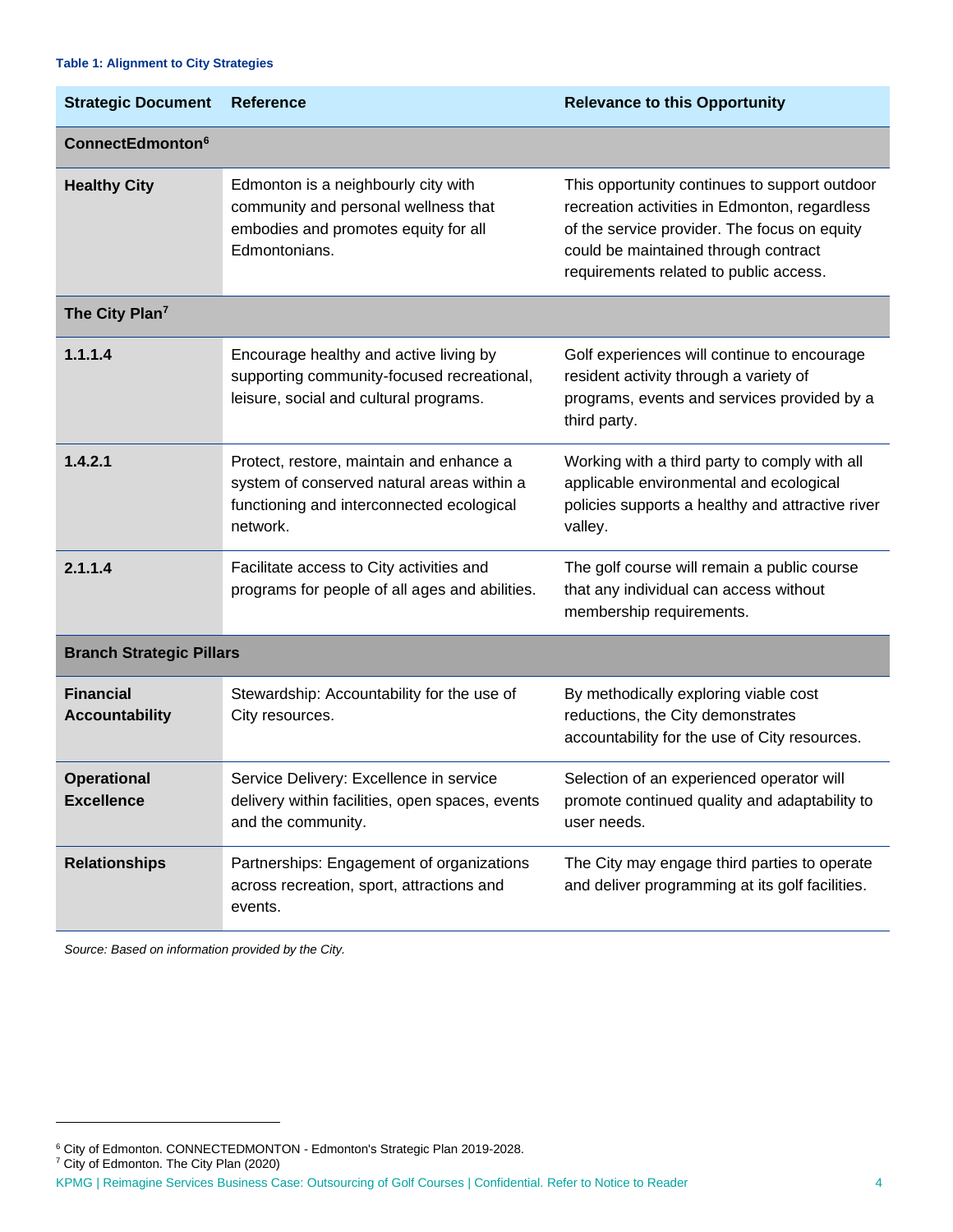**Table 1: Alignment to City Strategies**

| Strategic Document | Reference | Relevance to this Opportunity |
|---|---|---|
| **ConnectEdmonton**[6] | | |
| **Healthy City** | Edmonton is a neighbourly city with community and personal wellness that embodies and promotes equity for all Edmontonians. | This opportunity continues to support outdoor recreation activities in Edmonton, regardless of the service provider. The focus on equity could be maintained through contract requirements related to public access. |
| **The City Plan**[7] | | |
| **1.1.1.4** | Encourage healthy and active living by supporting community-focused recreational, leisure, social and cultural programs. | Golf experiences will continue to encourage resident activity through a variety of programs, events and services provided by a third party. |
| **1.4.2.1** | Protect, restore, maintain and enhance a system of conserved natural areas within a functioning and interconnected ecological network. | Working with a third party to comply with all applicable environmental and ecological policies supports a healthy and attractive river valley. |
| **2.1.1.4** | Facilitate access to City activities and programs for people of all ages and abilities. | The golf course will remain a public course that any individual can access without membership requirements. |
| **Branch Strategic Pillars** | | |
| **Financial Accountability** | Stewardship: Accountability for the use of City resources. | By methodically exploring viable cost reductions, the City demonstrates accountability for the use of City resources. |
| **Operational Excellence** | Service Delivery: Excellence in service delivery within facilities, open spaces, events and the community. | Selection of an experienced operator will promote continued quality and adaptability to user needs. |
| **Relationships** | Partnerships: Engagement of organizations across recreation, sport, attractions and events. | The City may engage third parties to operate and deliver programming at its golf facilities. |

*Source: Based on information provided by the City.*

[6] City of Edmonton. CONNECTEDMONTON - Edmonton's Strategic Plan 2019-2028.
[7] City of Edmonton. The City Plan (2020)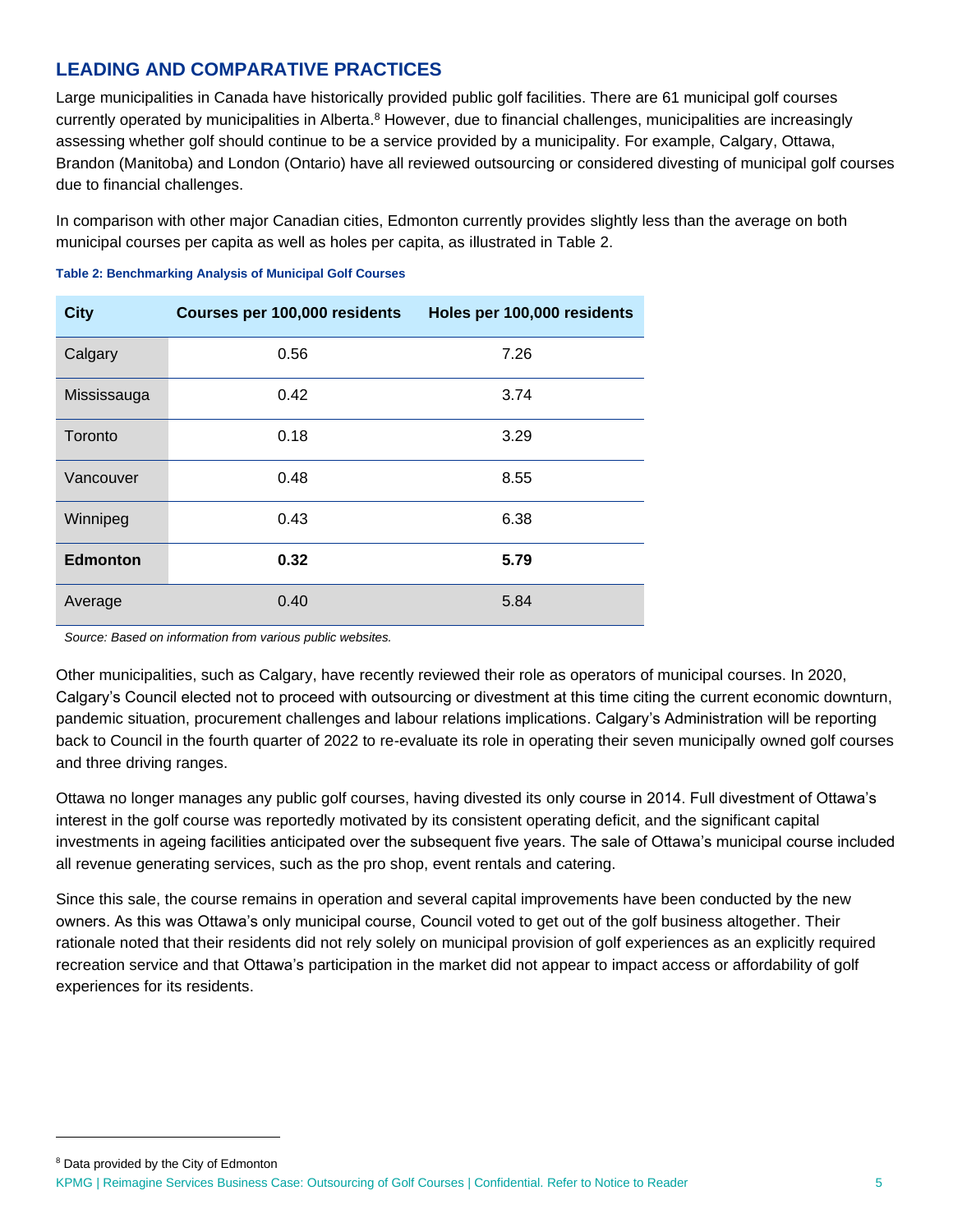## LEADING AND COMPARATIVE PRACTICES

Large municipalities in Canada have historically provided public golf facilities. There are 61 municipal golf courses currently operated by municipalities in Alberta.[8] However, due to financial challenges, municipalities are increasingly assessing whether golf should continue to be a service provided by a municipality. For example, Calgary, Ottawa, Brandon (Manitoba) and London (Ontario) have all reviewed outsourcing or considered divesting of municipal golf courses due to financial challenges.

In comparison with other major Canadian cities, Edmonton currently provides slightly less than the average on both municipal courses per capita as well as holes per capita, as illustrated in Table 2.

**Table 2: Benchmarking Analysis of Municipal Golf Courses**

| City | Courses per 100,000 residents | Holes per 100,000 residents |
|---|---|---|
| Calgary | 0.56 | 7.26 |
| Mississauga | 0.42 | 3.74 |
| Toronto | 0.18 | 3.29 |
| Vancouver | 0.48 | 8.55 |
| Winnipeg | 0.43 | 6.38 |
| **Edmonton** | **0.32** | **5.79** |
| Average | 0.40 | 5.84 |

*Source: Based on information from various public websites.*

Other municipalities, such as Calgary, have recently reviewed their role as operators of municipal courses. In 2020, Calgary's Council elected not to proceed with outsourcing or divestment at this time citing the current economic downturn, pandemic situation, procurement challenges and labour relations implications. Calgary's Administration will be reporting back to Council in the fourth quarter of 2022 to re-evaluate its role in operating their seven municipally owned golf courses and three driving ranges.

Ottawa no longer manages any public golf courses, having divested its only course in 2014. Full divestment of Ottawa's interest in the golf course was reportedly motivated by its consistent operating deficit, and the significant capital investments in ageing facilities anticipated over the subsequent five years. The sale of Ottawa's municipal course included all revenue generating services, such as the pro shop, event rentals and catering.

Since this sale, the course remains in operation and several capital improvements have been conducted by the new owners. As this was Ottawa's only municipal course, Council voted to get out of the golf business altogether. Their rationale noted that their residents did not rely solely on municipal provision of golf experiences as an explicitly required recreation service and that Ottawa's participation in the market did not appear to impact access or affordability of golf experiences for its residents.

[8] Data provided by the City of Edmonton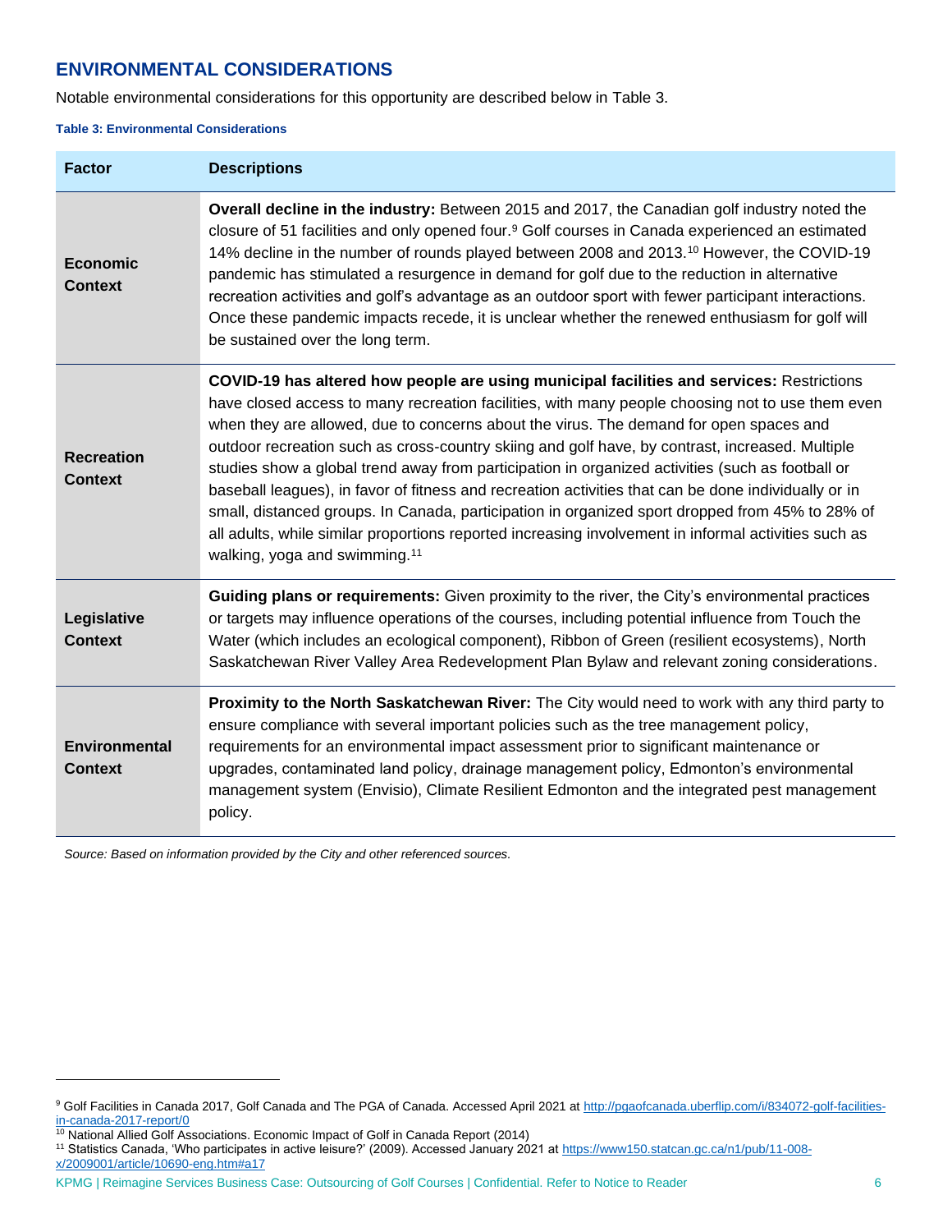## ENVIRONMENTAL CONSIDERATIONS

Notable environmental considerations for this opportunity are described below in Table 3.

**Table 3: Environmental Considerations**

| Factor | Descriptions |
|---|---|
| **Economic Context** | **Overall decline in the industry:** Between 2015 and 2017, the Canadian golf industry noted the closure of 51 facilities and only opened four.[9] Golf courses in Canada experienced an estimated 14% decline in the number of rounds played between 2008 and 2013.[10] However, the COVID-19 pandemic has stimulated a resurgence in demand for golf due to the reduction in alternative recreation activities and golf's advantage as an outdoor sport with fewer participant interactions. Once these pandemic impacts recede, it is unclear whether the renewed enthusiasm for golf will be sustained over the long term. |
| **Recreation Context** | **COVID-19 has altered how people are using municipal facilities and services:** Restrictions have closed access to many recreation facilities, with many people choosing not to use them even when they are allowed, due to concerns about the virus. The demand for open spaces and outdoor recreation such as cross-country skiing and golf have, by contrast, increased. Multiple studies show a global trend away from participation in organized activities (such as football or baseball leagues), in favor of fitness and recreation activities that can be done individually or in small, distanced groups. In Canada, participation in organized sport dropped from 45% to 28% of all adults, while similar proportions reported increasing involvement in informal activities such as walking, yoga and swimming.[11] |
| **Legislative Context** | **Guiding plans or requirements:** Given proximity to the river, the City's environmental practices or targets may influence operations of the courses, including potential influence from Touch the Water (which includes an ecological component), Ribbon of Green (resilient ecosystems), North Saskatchewan River Valley Area Redevelopment Plan Bylaw and relevant zoning considerations. |
| **Environmental Context** | **Proximity to the North Saskatchewan River:** The City would need to work with any third party to ensure compliance with several important policies such as the tree management policy, requirements for an environmental impact assessment prior to significant maintenance or upgrades, contaminated land policy, drainage management policy, Edmonton's environmental management system (Envisio), Climate Resilient Edmonton and the integrated pest management policy. |

*Source: Based on information provided by the City and other referenced sources.*

[9] Golf Facilities in Canada 2017, Golf Canada and The PGA of Canada. Accessed April 2021 at http://pgaofcanada.uberflip.com/i/834072-golf-facilities-in-canada-2017-report/0

[10] National Allied Golf Associations. Economic Impact of Golf in Canada Report (2014)

[11] Statistics Canada, 'Who participates in active leisure?' (2009). Accessed January 2021 at https://www150.statcan.gc.ca/n1/pub/11-008-x/2009001/article/10690-eng.htm#a17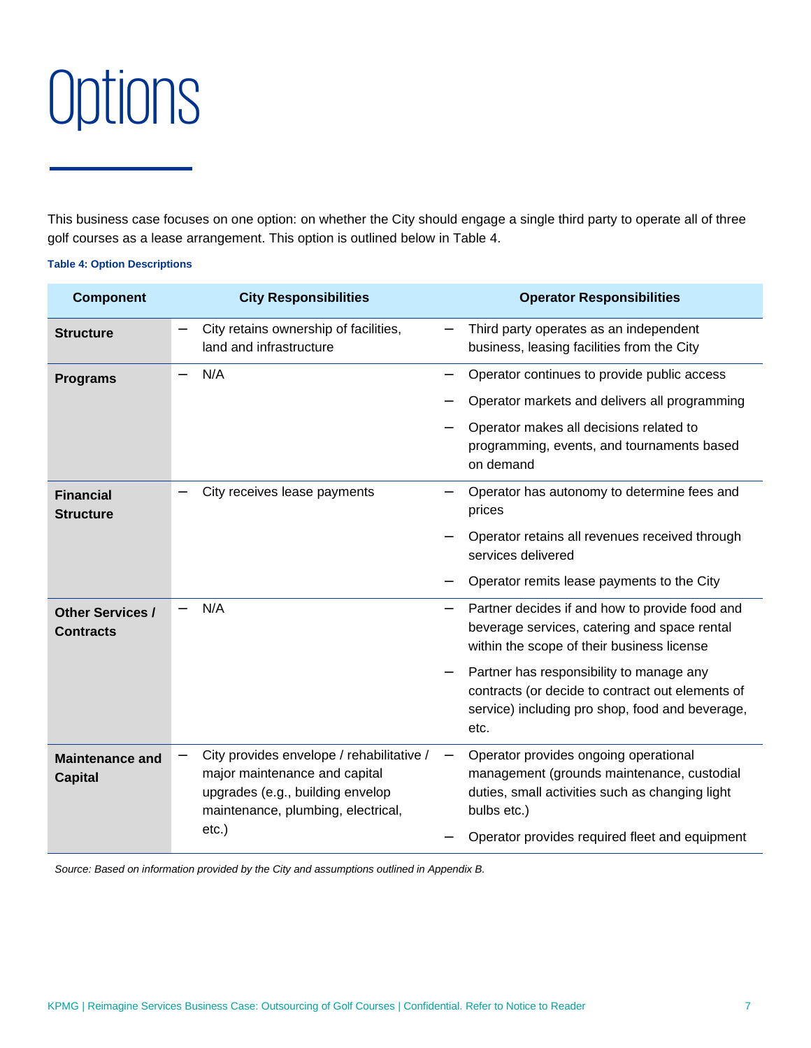# Options

This business case focuses on one option: on whether the City should engage a single third party to operate all of three golf courses as a lease arrangement. This option is outlined below in Table 4.

**Table 4: Option Descriptions**

| Component | City Responsibilities | Operator Responsibilities |
|---|---|---|
| **Structure** | – City retains ownership of facilities, land and infrastructure | – Third party operates as an independent business, leasing facilities from the City |
| **Programs** | – N/A | – Operator continues to provide public access<br>– Operator markets and delivers all programming<br>– Operator makes all decisions related to programming, events, and tournaments based on demand |
| **Financial Structure** | – City receives lease payments | – Operator has autonomy to determine fees and prices<br>– Operator retains all revenues received through services delivered<br>– Operator remits lease payments to the City |
| **Other Services / Contracts** | – N/A | – Partner decides if and how to provide food and beverage services, catering and space rental within the scope of their business license<br>– Partner has responsibility to manage any contracts (or decide to contract out elements of service) including pro shop, food and beverage, etc. |
| **Maintenance and Capital** | – City provides envelope / rehabilitative / major maintenance and capital upgrades (e.g., building envelop maintenance, plumbing, electrical, etc.) | – Operator provides ongoing operational management (grounds maintenance, custodial duties, small activities such as changing light bulbs etc.)<br>– Operator provides required fleet and equipment |

*Source: Based on information provided by the City and assumptions outlined in Appendix B.*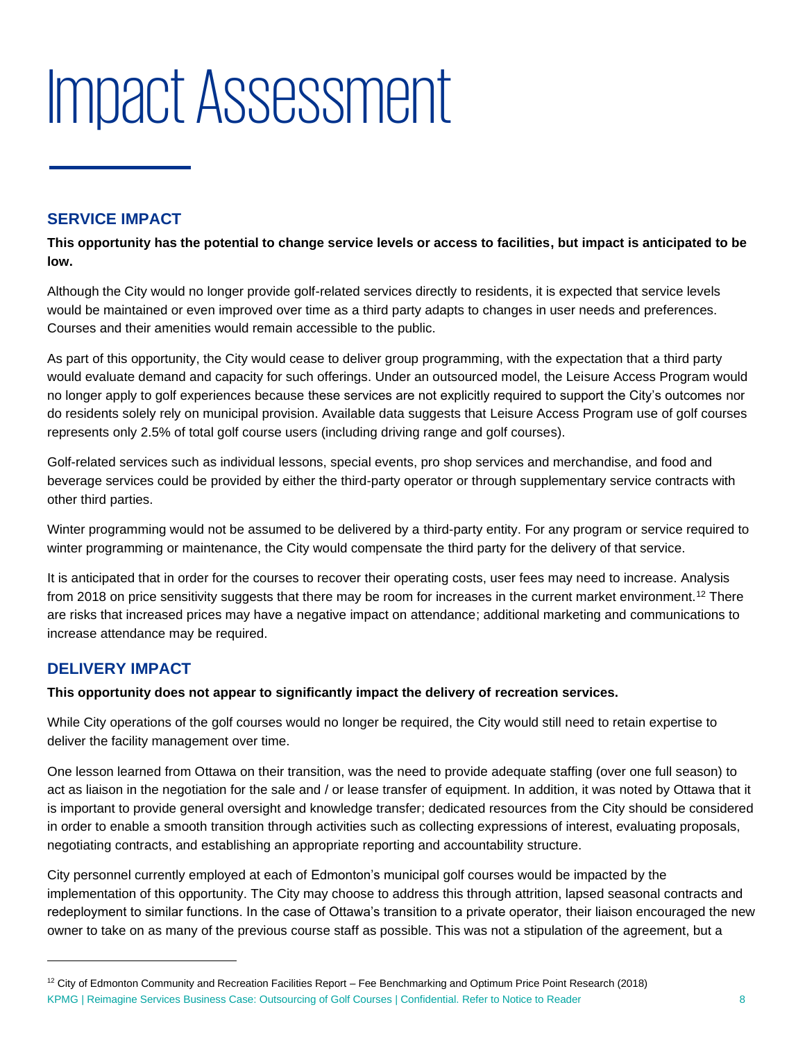# Impact Assessment

## SERVICE IMPACT

**This opportunity has the potential to change service levels or access to facilities, but impact is anticipated to be low.**

Although the City would no longer provide golf-related services directly to residents, it is expected that service levels would be maintained or even improved over time as a third party adapts to changes in user needs and preferences. Courses and their amenities would remain accessible to the public.

As part of this opportunity, the City would cease to deliver group programming, with the expectation that a third party would evaluate demand and capacity for such offerings. Under an outsourced model, the Leisure Access Program would no longer apply to golf experiences because these services are not explicitly required to support the City's outcomes nor do residents solely rely on municipal provision. Available data suggests that Leisure Access Program use of golf courses represents only 2.5% of total golf course users (including driving range and golf courses).

Golf-related services such as individual lessons, special events, pro shop services and merchandise, and food and beverage services could be provided by either the third-party operator or through supplementary service contracts with other third parties.

Winter programming would not be assumed to be delivered by a third-party entity. For any program or service required to winter programming or maintenance, the City would compensate the third party for the delivery of that service.

It is anticipated that in order for the courses to recover their operating costs, user fees may need to increase. Analysis from 2018 on price sensitivity suggests that there may be room for increases in the current market environment.[12] There are risks that increased prices may have a negative impact on attendance; additional marketing and communications to increase attendance may be required.

## DELIVERY IMPACT

**This opportunity does not appear to significantly impact the delivery of recreation services.**

While City operations of the golf courses would no longer be required, the City would still need to retain expertise to deliver the facility management over time.

One lesson learned from Ottawa on their transition, was the need to provide adequate staffing (over one full season) to act as liaison in the negotiation for the sale and / or lease transfer of equipment. In addition, it was noted by Ottawa that it is important to provide general oversight and knowledge transfer; dedicated resources from the City should be considered in order to enable a smooth transition through activities such as collecting expressions of interest, evaluating proposals, negotiating contracts, and establishing an appropriate reporting and accountability structure.

City personnel currently employed at each of Edmonton's municipal golf courses would be impacted by the implementation of this opportunity. The City may choose to address this through attrition, lapsed seasonal contracts and redeployment to similar functions. In the case of Ottawa's transition to a private operator, their liaison encouraged the new owner to take on as many of the previous course staff as possible. This was not a stipulation of the agreement, but a

[12] City of Edmonton Community and Recreation Facilities Report – Fee Benchmarking and Optimum Price Point Research (2018)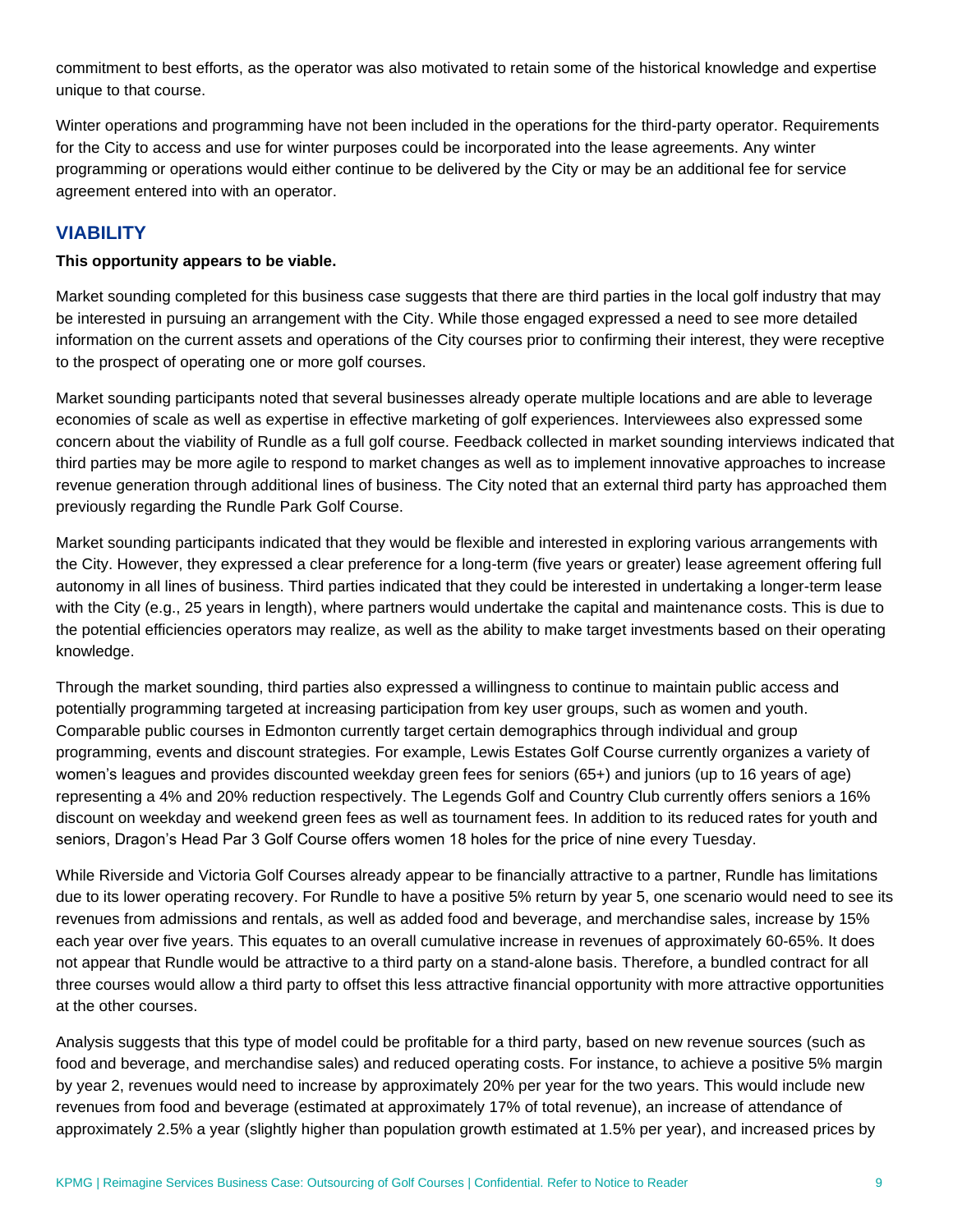commitment to best efforts, as the operator was also motivated to retain some of the historical knowledge and expertise unique to that course.

Winter operations and programming have not been included in the operations for the third-party operator. Requirements for the City to access and use for winter purposes could be incorporated into the lease agreements. Any winter programming or operations would either continue to be delivered by the City or may be an additional fee for service agreement entered into with an operator.

## VIABILITY

**This opportunity appears to be viable.**

Market sounding completed for this business case suggests that there are third parties in the local golf industry that may be interested in pursuing an arrangement with the City. While those engaged expressed a need to see more detailed information on the current assets and operations of the City courses prior to confirming their interest, they were receptive to the prospect of operating one or more golf courses.

Market sounding participants noted that several businesses already operate multiple locations and are able to leverage economies of scale as well as expertise in effective marketing of golf experiences. Interviewees also expressed some concern about the viability of Rundle as a full golf course. Feedback collected in market sounding interviews indicated that third parties may be more agile to respond to market changes as well as to implement innovative approaches to increase revenue generation through additional lines of business. The City noted that an external third party has approached them previously regarding the Rundle Park Golf Course.

Market sounding participants indicated that they would be flexible and interested in exploring various arrangements with the City. However, they expressed a clear preference for a long-term (five years or greater) lease agreement offering full autonomy in all lines of business. Third parties indicated that they could be interested in undertaking a longer-term lease with the City (e.g., 25 years in length), where partners would undertake the capital and maintenance costs. This is due to the potential efficiencies operators may realize, as well as the ability to make target investments based on their operating knowledge.

Through the market sounding, third parties also expressed a willingness to continue to maintain public access and potentially programming targeted at increasing participation from key user groups, such as women and youth. Comparable public courses in Edmonton currently target certain demographics through individual and group programming, events and discount strategies. For example, Lewis Estates Golf Course currently organizes a variety of women's leagues and provides discounted weekday green fees for seniors (65+) and juniors (up to 16 years of age) representing a 4% and 20% reduction respectively. The Legends Golf and Country Club currently offers seniors a 16% discount on weekday and weekend green fees as well as tournament fees. In addition to its reduced rates for youth and seniors, Dragon's Head Par 3 Golf Course offers women 18 holes for the price of nine every Tuesday.

While Riverside and Victoria Golf Courses already appear to be financially attractive to a partner, Rundle has limitations due to its lower operating recovery. For Rundle to have a positive 5% return by year 5, one scenario would need to see its revenues from admissions and rentals, as well as added food and beverage, and merchandise sales, increase by 15% each year over five years. This equates to an overall cumulative increase in revenues of approximately 60-65%. It does not appear that Rundle would be attractive to a third party on a stand-alone basis. Therefore, a bundled contract for all three courses would allow a third party to offset this less attractive financial opportunity with more attractive opportunities at the other courses.

Analysis suggests that this type of model could be profitable for a third party, based on new revenue sources (such as food and beverage, and merchandise sales) and reduced operating costs. For instance, to achieve a positive 5% margin by year 2, revenues would need to increase by approximately 20% per year for the two years. This would include new revenues from food and beverage (estimated at approximately 17% of total revenue), an increase of attendance of approximately 2.5% a year (slightly higher than population growth estimated at 1.5% per year), and increased prices by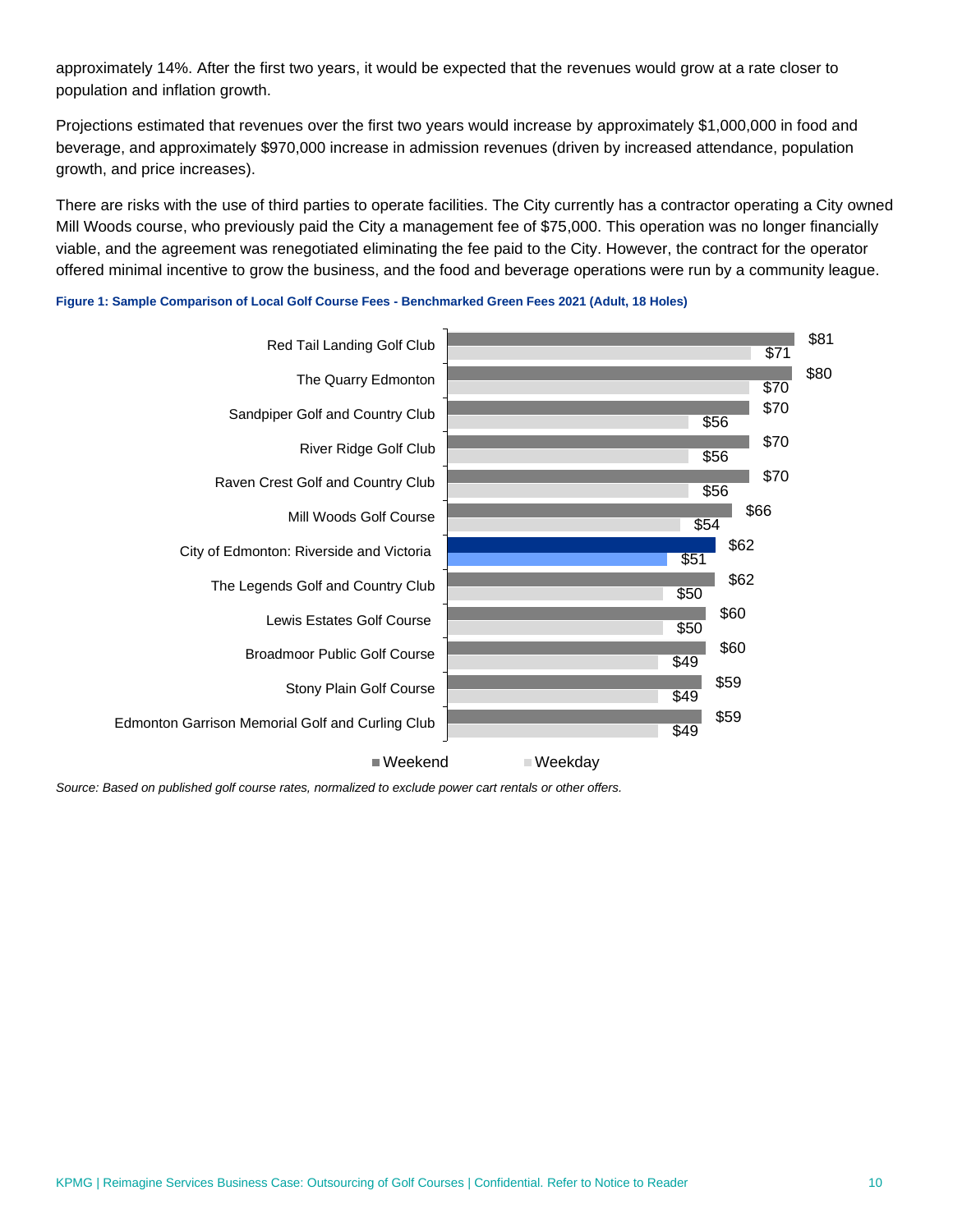approximately 14%. After the first two years, it would be expected that the revenues would grow at a rate closer to population and inflation growth.

Projections estimated that revenues over the first two years would increase by approximately $1,000,000 in food and beverage, and approximately $970,000 increase in admission revenues (driven by increased attendance, population growth, and price increases).

There are risks with the use of third parties to operate facilities. The City currently has a contractor operating a City owned Mill Woods course, who previously paid the City a management fee of $75,000. This operation was no longer financially viable, and the agreement was renegotiated eliminating the fee paid to the City. However, the contract for the operator offered minimal incentive to grow the business, and the food and beverage operations were run by a community league.

**Figure 1: Sample Comparison of Local Golf Course Fees - Benchmarked Green Fees 2021 (Adult, 18 Holes)**

| Golf Course | Weekend | Weekday |
| --- | --- | --- |
| Red Tail Landing Golf Club | $81 | $71 |
| The Quarry Edmonton | $80 | $70 |
| Sandpiper Golf and Country Club | $70 | $56 |
| River Ridge Golf Club | $70 | $56 |
| Raven Crest Golf and Country Club | $70 | $56 |
| Mill Woods Golf Course | $66 | $54 |
| City of Edmonton: Riverside and Victoria | $62 | $51 |
| The Legends Golf and Country Club | $62 | $50 |
| Lewis Estates Golf Course | $60 | $50 |
| Broadmoor Public Golf Course | $60 | $49 |
| Stony Plain Golf Course | $59 | $49 |
| Edmonton Garrison Memorial Golf and Curling Club | $59 | $49 |

*Source: Based on published golf course rates, normalized to exclude power cart rentals or other offers.*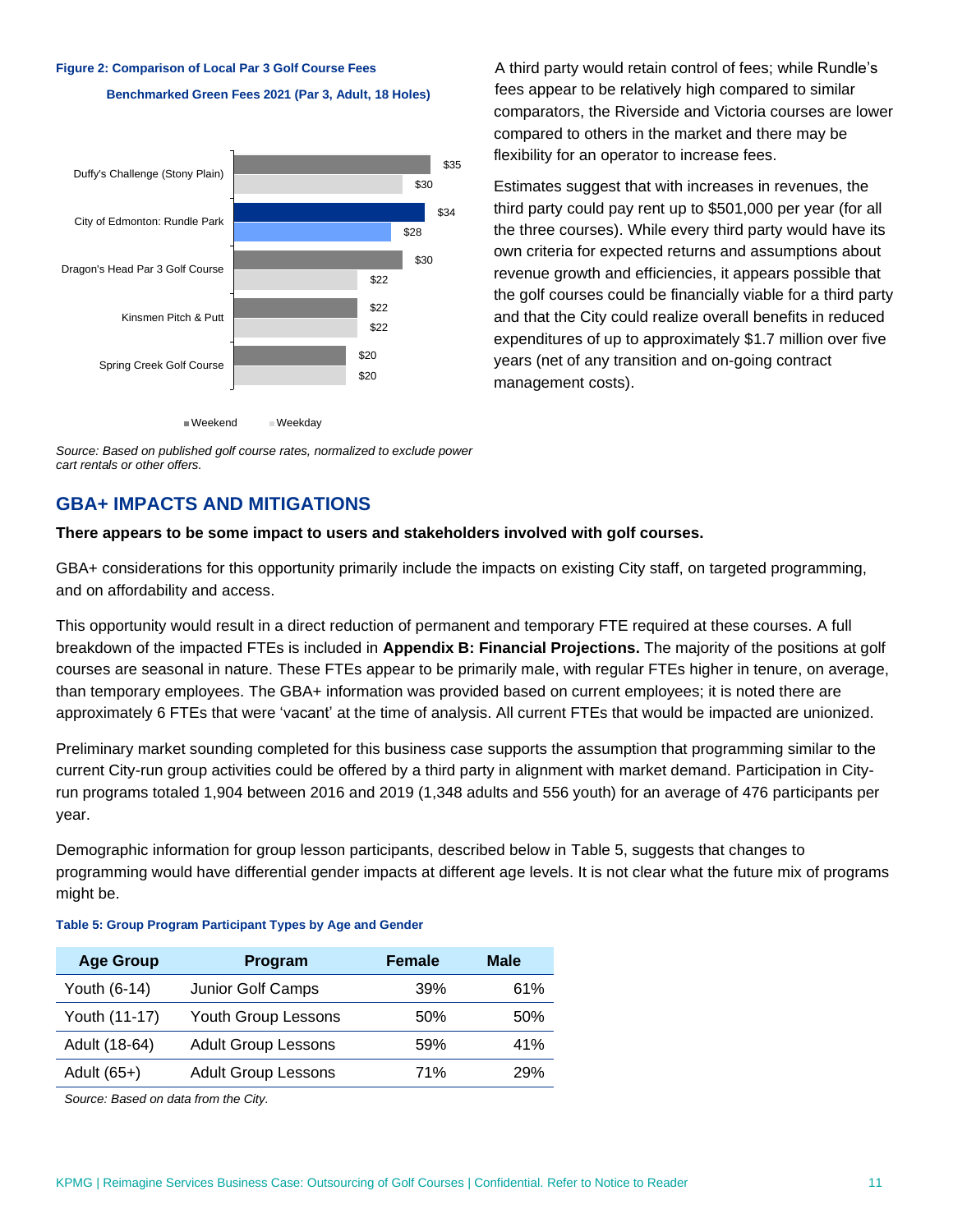**Figure 2: Comparison of Local Par 3 Golf Course Fees**

**Benchmarked Green Fees 2021 (Par 3, Adult, 18 Holes)**

| Course | Weekend | Weekday |
|---|---|---|
| Duffy's Challenge (Stony Plain) | $35 | $30 |
| City of Edmonton: Rundle Park | $34 | $28 |
| Dragon's Head Par 3 Golf Course | $30 | $22 |
| Kinsmen Pitch & Putt | $22 | $22 |
| Spring Creek Golf Course | $20 | $20 |

*Source: Based on published golf course rates, normalized to exclude power cart rentals or other offers.*

A third party would retain control of fees; while Rundle's fees appear to be relatively high compared to similar comparators, the Riverside and Victoria courses are lower compared to others in the market and there may be flexibility for an operator to increase fees.

Estimates suggest that with increases in revenues, the third party could pay rent up to $501,000 per year (for all the three courses). While every third party would have its own criteria for expected returns and assumptions about revenue growth and efficiencies, it appears possible that the golf courses could be financially viable for a third party and that the City could realize overall benefits in reduced expenditures of up to approximately $1.7 million over five years (net of any transition and on-going contract management costs).

## GBA+ IMPACTS AND MITIGATIONS

**There appears to be some impact to users and stakeholders involved with golf courses.**

GBA+ considerations for this opportunity primarily include the impacts on existing City staff, on targeted programming, and on affordability and access.

This opportunity would result in a direct reduction of permanent and temporary FTE required at these courses. A full breakdown of the impacted FTEs is included in **Appendix B: Financial Projections.** The majority of the positions at golf courses are seasonal in nature. These FTEs appear to be primarily male, with regular FTEs higher in tenure, on average, than temporary employees. The GBA+ information was provided based on current employees; it is noted there are approximately 6 FTEs that were 'vacant' at the time of analysis. All current FTEs that would be impacted are unionized.

Preliminary market sounding completed for this business case supports the assumption that programming similar to the current City-run group activities could be offered by a third party in alignment with market demand. Participation in City-run programs totaled 1,904 between 2016 and 2019 (1,348 adults and 556 youth) for an average of 476 participants per year.

Demographic information for group lesson participants, described below in Table 5, suggests that changes to programming would have differential gender impacts at different age levels. It is not clear what the future mix of programs might be.

**Table 5: Group Program Participant Types by Age and Gender**

| Age Group | Program | Female | Male |
|---|---|---|---|
| Youth (6-14) | Junior Golf Camps | 39% | 61% |
| Youth (11-17) | Youth Group Lessons | 50% | 50% |
| Adult (18-64) | Adult Group Lessons | 59% | 41% |
| Adult (65+) | Adult Group Lessons | 71% | 29% |

*Source: Based on data from the City.*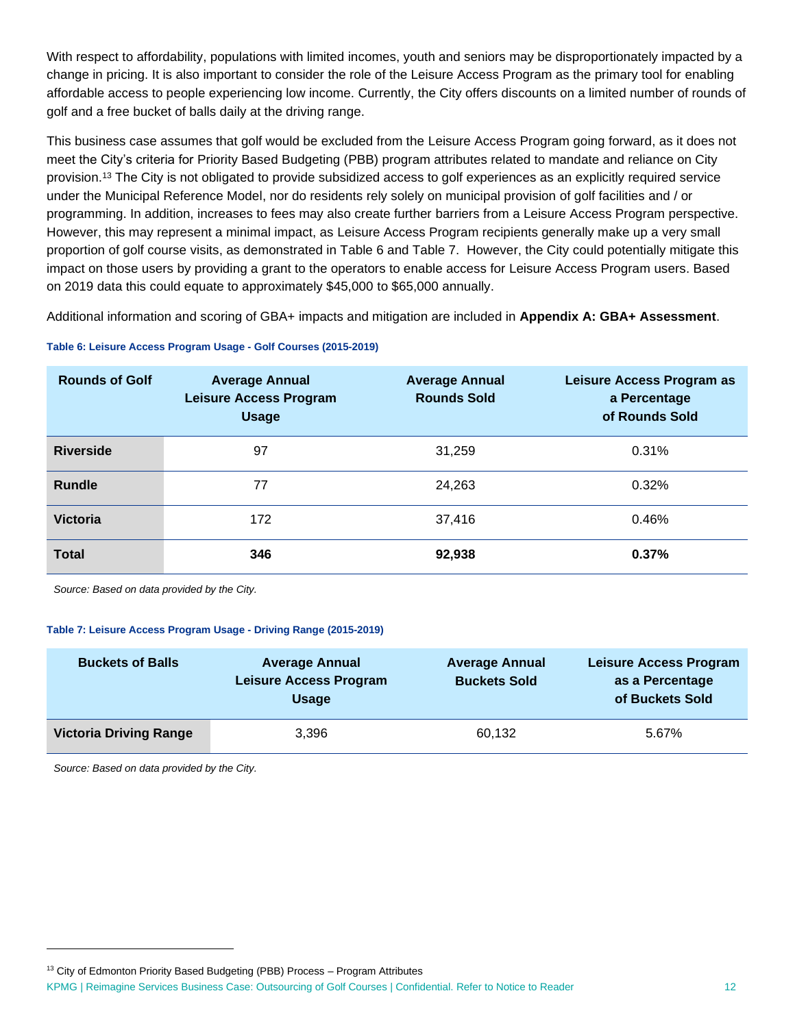With respect to affordability, populations with limited incomes, youth and seniors may be disproportionately impacted by a change in pricing. It is also important to consider the role of the Leisure Access Program as the primary tool for enabling affordable access to people experiencing low income. Currently, the City offers discounts on a limited number of rounds of golf and a free bucket of balls daily at the driving range.

This business case assumes that golf would be excluded from the Leisure Access Program going forward, as it does not meet the City's criteria for Priority Based Budgeting (PBB) program attributes related to mandate and reliance on City provision.[13] The City is not obligated to provide subsidized access to golf experiences as an explicitly required service under the Municipal Reference Model, nor do residents rely solely on municipal provision of golf facilities and / or programming. In addition, increases to fees may also create further barriers from a Leisure Access Program perspective. However, this may represent a minimal impact, as Leisure Access Program recipients generally make up a very small proportion of golf course visits, as demonstrated in Table 6 and Table 7. However, the City could potentially mitigate this impact on those users by providing a grant to the operators to enable access for Leisure Access Program users. Based on 2019 data this could equate to approximately $45,000 to $65,000 annually.

Additional information and scoring of GBA+ impacts and mitigation are included in **Appendix A: GBA+ Assessment**.

**Table 6: Leisure Access Program Usage - Golf Courses (2015-2019)**

| Rounds of Golf | Average Annual Leisure Access Program Usage | Average Annual Rounds Sold | Leisure Access Program as a Percentage of Rounds Sold |
|---|---|---|---|
| **Riverside** | 97 | 31,259 | 0.31% |
| **Rundle** | 77 | 24,263 | 0.32% |
| **Victoria** | 172 | 37,416 | 0.46% |
| **Total** | **346** | **92,938** | **0.37%** |

*Source: Based on data provided by the City.*

**Table 7: Leisure Access Program Usage - Driving Range (2015-2019)**

| Buckets of Balls | Average Annual Leisure Access Program Usage | Average Annual Buckets Sold | Leisure Access Program as a Percentage of Buckets Sold |
|---|---|---|---|
| **Victoria Driving Range** | 3,396 | 60,132 | 5.67% |

*Source: Based on data provided by the City.*

[13] City of Edmonton Priority Based Budgeting (PBB) Process – Program Attributes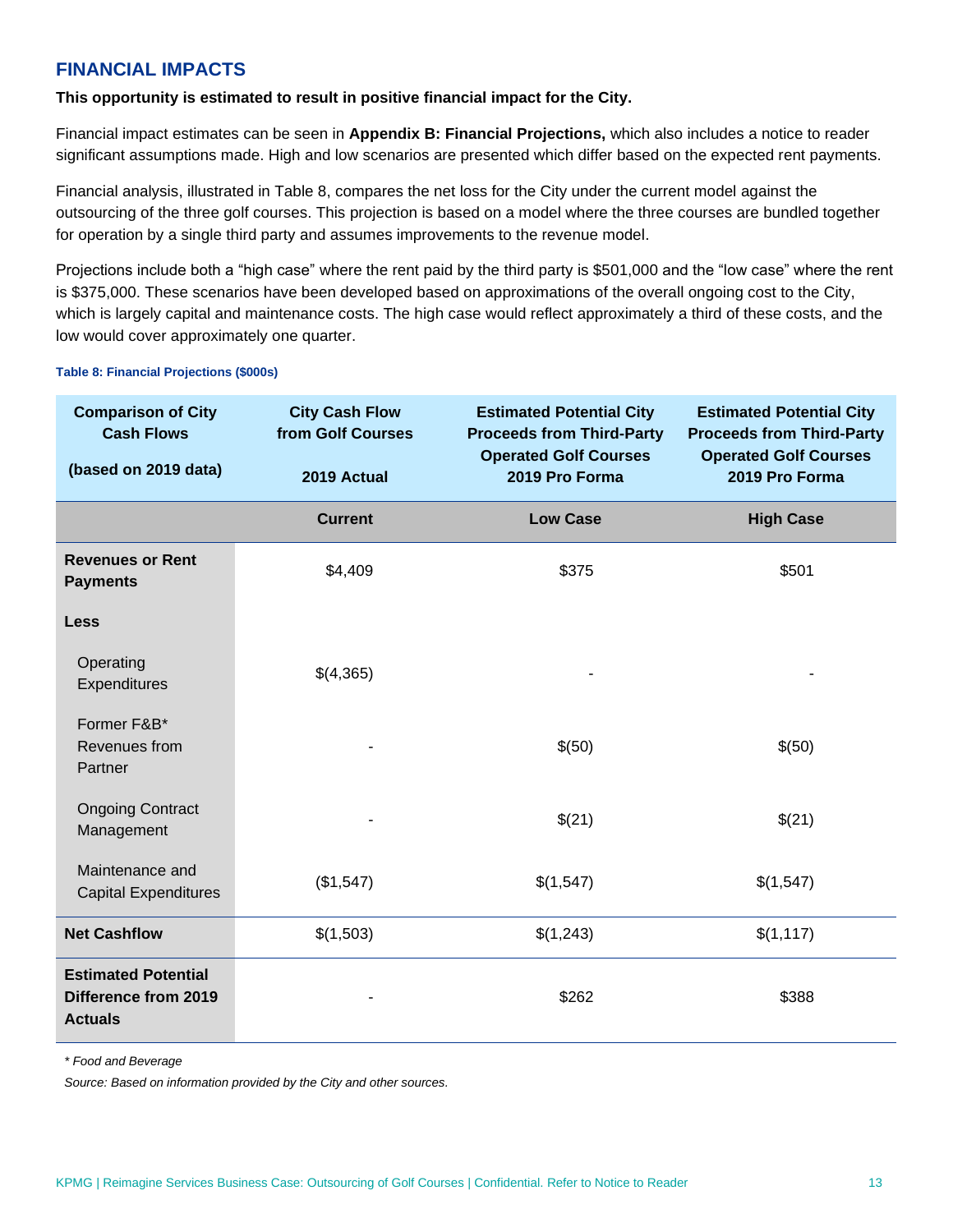## FINANCIAL IMPACTS

**This opportunity is estimated to result in positive financial impact for the City.**

Financial impact estimates can be seen in **Appendix B: Financial Projections,** which also includes a notice to reader significant assumptions made. High and low scenarios are presented which differ based on the expected rent payments.

Financial analysis, illustrated in Table 8, compares the net loss for the City under the current model against the outsourcing of the three golf courses. This projection is based on a model where the three courses are bundled together for operation by a single third party and assumes improvements to the revenue model.

Projections include both a "high case" where the rent paid by the third party is $501,000 and the "low case" where the rent is $375,000. These scenarios have been developed based on approximations of the overall ongoing cost to the City, which is largely capital and maintenance costs. The high case would reflect approximately a third of these costs, and the low would cover approximately one quarter.

**Table 8: Financial Projections ($000s)**

| Comparison of City Cash Flows (based on 2019 data) | City Cash Flow from Golf Courses 2019 Actual | Estimated Potential City Proceeds from Third-Party Operated Golf Courses 2019 Pro Forma | Estimated Potential City Proceeds from Third-Party Operated Golf Courses 2019 Pro Forma |
|---|---|---|---|
| | **Current** | **Low Case** | **High Case** |
| **Revenues or Rent Payments** | $4,409 | $375 | $501 |
| **Less** | | | |
| Operating Expenditures | $(4,365) | - | - |
| Former F&B* Revenues from Partner | - | $(50) | $(50) |
| Ongoing Contract Management | - | $(21) | $(21) |
| Maintenance and Capital Expenditures | ($1,547) | $(1,547) | $(1,547) |
| **Net Cashflow** | $(1,503) | $(1,243) | $(1,117) |
| **Estimated Potential Difference from 2019 Actuals** | - | $262 | $388 |

*\* Food and Beverage*

*Source: Based on information provided by the City and other sources.*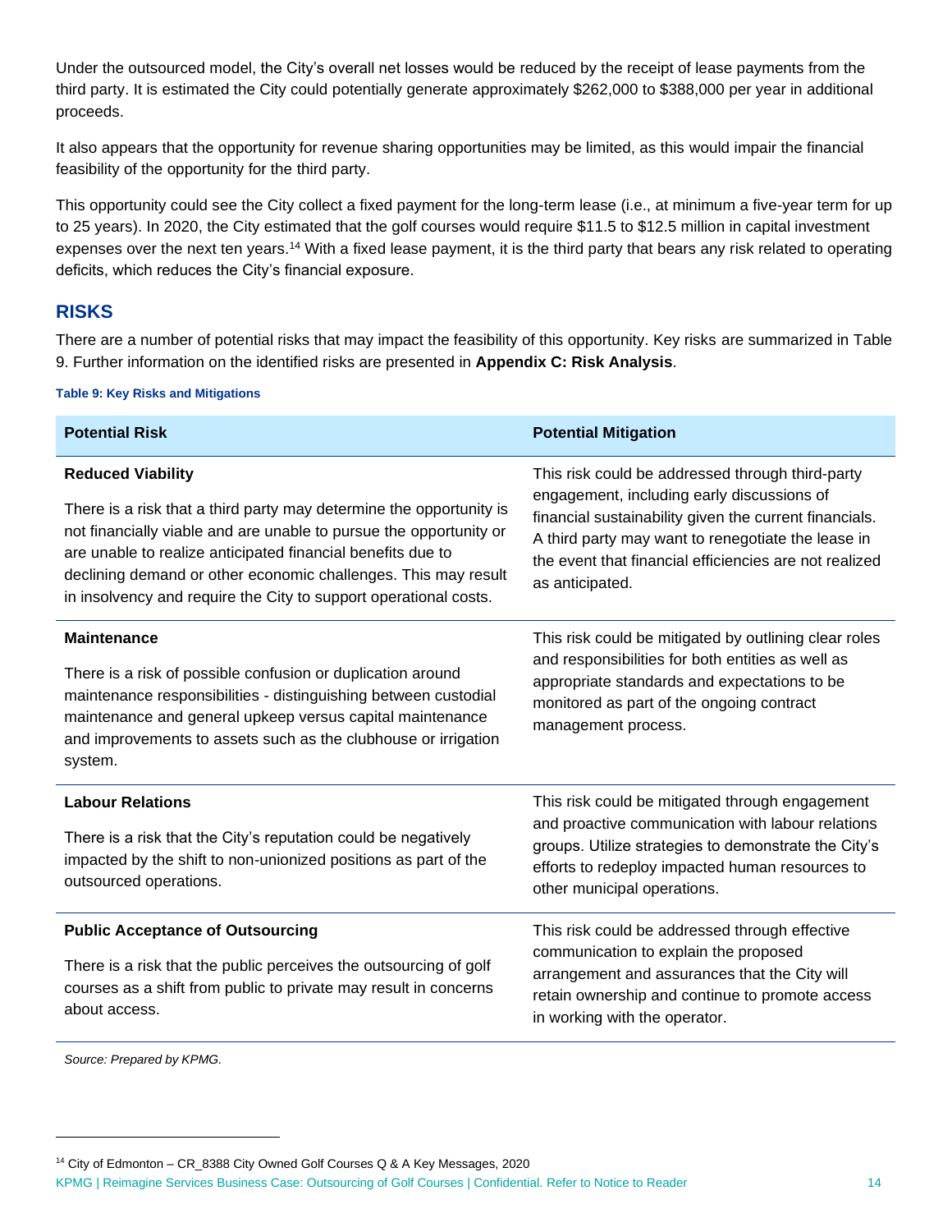Under the outsourced model, the City's overall net losses would be reduced by the receipt of lease payments from the third party. It is estimated the City could potentially generate approximately $262,000 to $388,000 per year in additional proceeds.

It also appears that the opportunity for revenue sharing opportunities may be limited, as this would impair the financial feasibility of the opportunity for the third party.

This opportunity could see the City collect a fixed payment for the long-term lease (i.e., at minimum a five-year term for up to 25 years). In 2020, the City estimated that the golf courses would require $11.5 to $12.5 million in capital investment expenses over the next ten years.[14] With a fixed lease payment, it is the third party that bears any risk related to operating deficits, which reduces the City's financial exposure.

## RISKS

There are a number of potential risks that may impact the feasibility of this opportunity. Key risks are summarized in Table 9. Further information on the identified risks are presented in **Appendix C: Risk Analysis**.

**Table 9: Key Risks and Mitigations**

| Potential Risk | Potential Mitigation |
|---|---|
| **Reduced Viability**<br><br>There is a risk that a third party may determine the opportunity is not financially viable and are unable to pursue the opportunity or are unable to realize anticipated financial benefits due to declining demand or other economic challenges. This may result in insolvency and require the City to support operational costs. | This risk could be addressed through third-party engagement, including early discussions of financial sustainability given the current financials. A third party may want to renegotiate the lease in the event that financial efficiencies are not realized as anticipated. |
| **Maintenance**<br><br>There is a risk of possible confusion or duplication around maintenance responsibilities - distinguishing between custodial maintenance and general upkeep versus capital maintenance and improvements to assets such as the clubhouse or irrigation system. | This risk could be mitigated by outlining clear roles and responsibilities for both entities as well as appropriate standards and expectations to be monitored as part of the ongoing contract management process. |
| **Labour Relations**<br><br>There is a risk that the City's reputation could be negatively impacted by the shift to non-unionized positions as part of the outsourced operations. | This risk could be mitigated through engagement and proactive communication with labour relations groups. Utilize strategies to demonstrate the City's efforts to redeploy impacted human resources to other municipal operations. |
| **Public Acceptance of Outsourcing**<br><br>There is a risk that the public perceives the outsourcing of golf courses as a shift from public to private may result in concerns about access. | This risk could be addressed through effective communication to explain the proposed arrangement and assurances that the City will retain ownership and continue to promote access in working with the operator. |

*Source: Prepared by KPMG.*

[14] City of Edmonton – CR_8388 City Owned Golf Courses Q & A Key Messages, 2020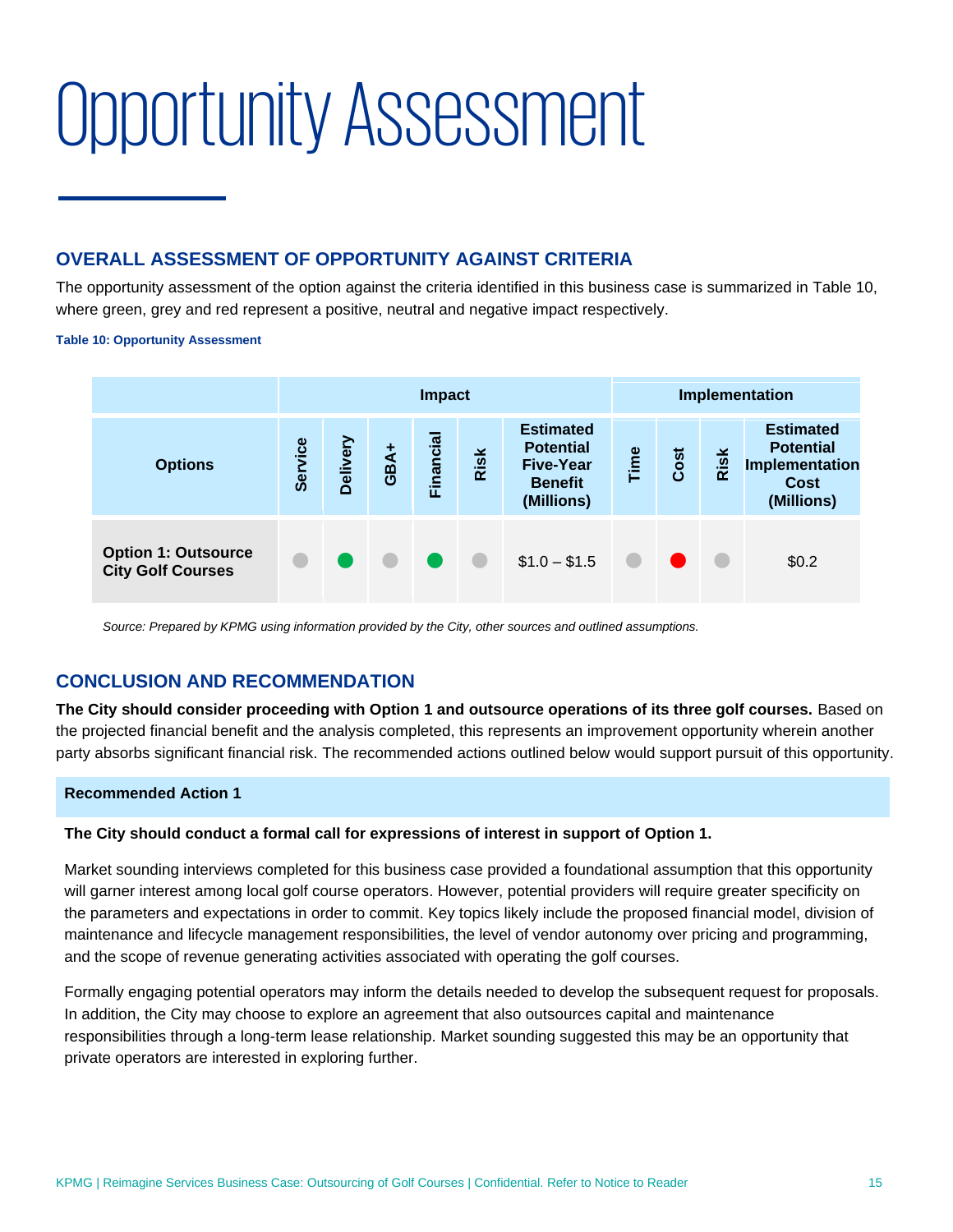# Opportunity Assessment

## OVERALL ASSESSMENT OF OPPORTUNITY AGAINST CRITERIA

The opportunity assessment of the option against the criteria identified in this business case is summarized in Table 10, where green, grey and red represent a positive, neutral and negative impact respectively.

**Table 10: Opportunity Assessment**

| | Impact | | | | | | Implementation | | | |
|---|---|---|---|---|---|---|---|---|---|---|
| **Options** | **Service** | **Delivery** | **GBA+** | **Financial** | **Risk** | **Estimated Potential Five-Year Benefit (Millions)** | **Time** | **Cost** | **Risk** | **Estimated Potential Implementation Cost (Millions)** |
| **Option 1: Outsource City Golf Courses** | Grey | Green | Grey | Green | Grey | $1.0 – $1.5 | Grey | Red | Grey | $0.2 |

*Source: Prepared by KPMG using information provided by the City, other sources and outlined assumptions.*

## CONCLUSION AND RECOMMENDATION

**The City should consider proceeding with Option 1 and outsource operations of its three golf courses.** Based on the projected financial benefit and the analysis completed, this represents an improvement opportunity wherein another party absorbs significant financial risk. The recommended actions outlined below would support pursuit of this opportunity.

**Recommended Action 1**

**The City should conduct a formal call for expressions of interest in support of Option 1.**

Market sounding interviews completed for this business case provided a foundational assumption that this opportunity will garner interest among local golf course operators. However, potential providers will require greater specificity on the parameters and expectations in order to commit. Key topics likely include the proposed financial model, division of maintenance and lifecycle management responsibilities, the level of vendor autonomy over pricing and programming, and the scope of revenue generating activities associated with operating the golf courses.

Formally engaging potential operators may inform the details needed to develop the subsequent request for proposals. In addition, the City may choose to explore an agreement that also outsources capital and maintenance responsibilities through a long-term lease relationship. Market sounding suggested this may be an opportunity that private operators are interested in exploring further.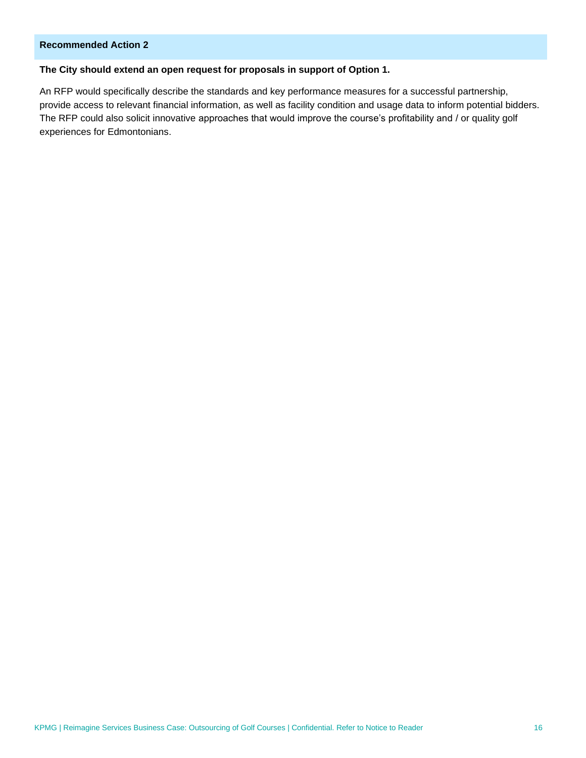**Recommended Action 2**

**The City should extend an open request for proposals in support of Option 1.**

An RFP would specifically describe the standards and key performance measures for a successful partnership, provide access to relevant financial information, as well as facility condition and usage data to inform potential bidders. The RFP could also solicit innovative approaches that would improve the course's profitability and / or quality golf experiences for Edmontonians.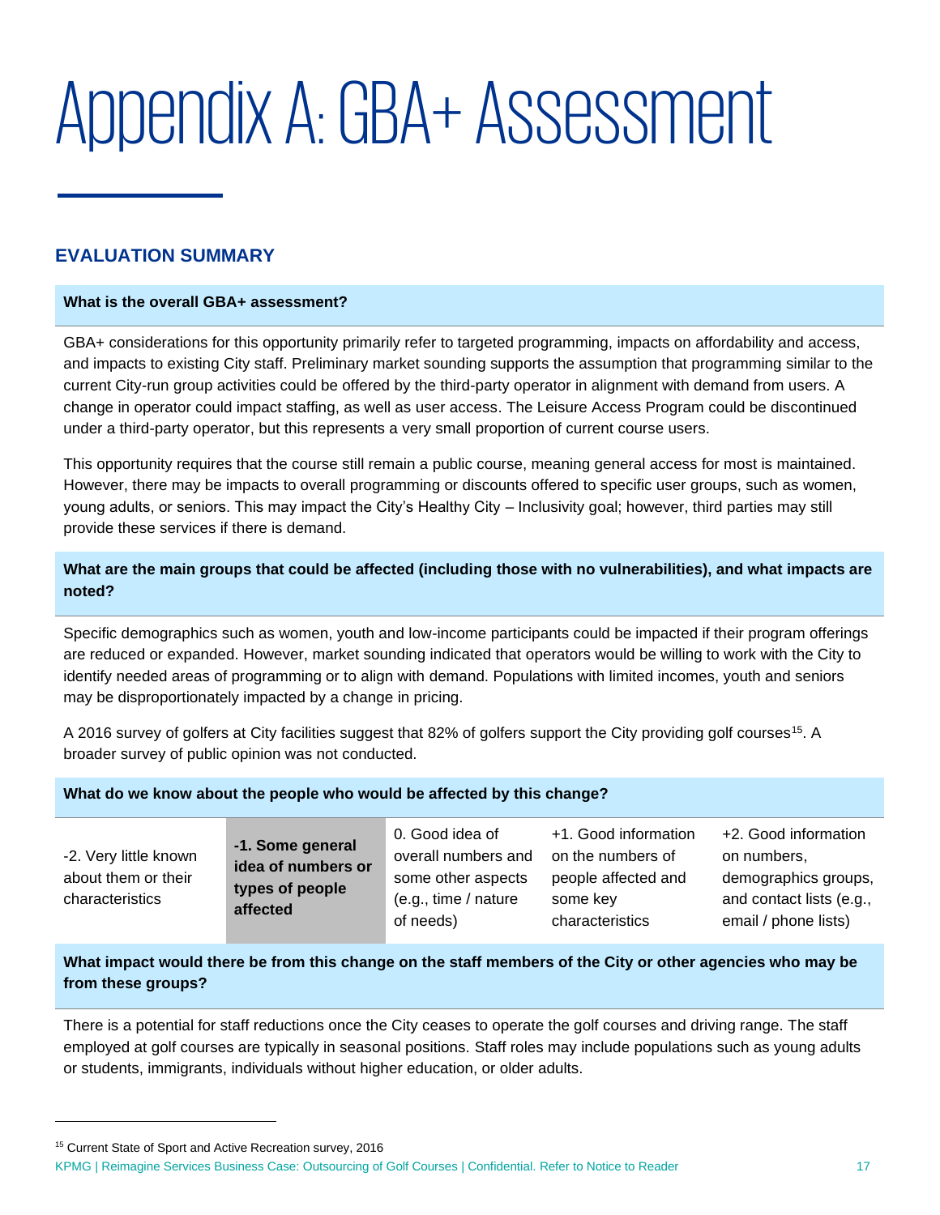# Appendix A: GBA+ Assessment

## EVALUATION SUMMARY

**What is the overall GBA+ assessment?**

GBA+ considerations for this opportunity primarily refer to targeted programming, impacts on affordability and access, and impacts to existing City staff. Preliminary market sounding supports the assumption that programming similar to the current City-run group activities could be offered by the third-party operator in alignment with demand from users. A change in operator could impact staffing, as well as user access. The Leisure Access Program could be discontinued under a third-party operator, but this represents a very small proportion of current course users.

This opportunity requires that the course still remain a public course, meaning general access for most is maintained. However, there may be impacts to overall programming or discounts offered to specific user groups, such as women, young adults, or seniors. This may impact the City's Healthy City – Inclusivity goal; however, third parties may still provide these services if there is demand.

**What are the main groups that could be affected (including those with no vulnerabilities), and what impacts are noted?**

Specific demographics such as women, youth and low-income participants could be impacted if their program offerings are reduced or expanded. However, market sounding indicated that operators would be willing to work with the City to identify needed areas of programming or to align with demand. Populations with limited incomes, youth and seniors may be disproportionately impacted by a change in pricing.

A 2016 survey of golfers at City facilities suggest that 82% of golfers support the City providing golf courses[15]. A broader survey of public opinion was not conducted.

**What do we know about the people who would be affected by this change?**

| -2. Very little known about them or their characteristics | **-1. Some general idea of numbers or types of people affected** | 0. Good idea of overall numbers and some other aspects (e.g., time / nature of needs) | +1. Good information on the numbers of people affected and some key characteristics | +2. Good information on numbers, demographics groups, and contact lists (e.g., email / phone lists) |
|---|---|---|---|---|

**What impact would there be from this change on the staff members of the City or other agencies who may be from these groups?**

There is a potential for staff reductions once the City ceases to operate the golf courses and driving range. The staff employed at golf courses are typically in seasonal positions. Staff roles may include populations such as young adults or students, immigrants, individuals without higher education, or older adults.

[15] Current State of Sport and Active Recreation survey, 2016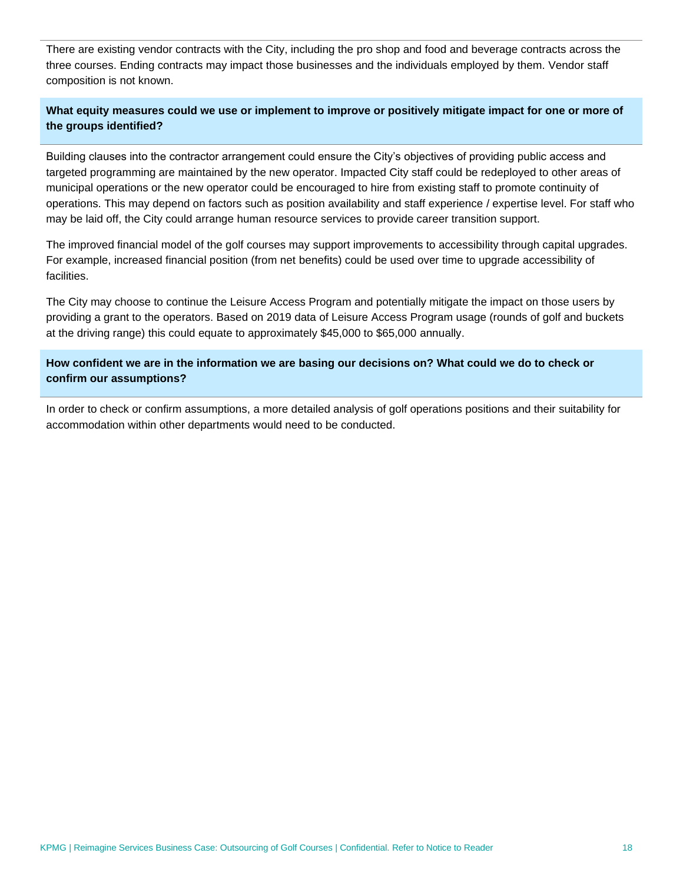There are existing vendor contracts with the City, including the pro shop and food and beverage contracts across the three courses. Ending contracts may impact those businesses and the individuals employed by them. Vendor staff composition is not known.

**What equity measures could we use or implement to improve or positively mitigate impact for one or more of the groups identified?**

Building clauses into the contractor arrangement could ensure the City's objectives of providing public access and targeted programming are maintained by the new operator. Impacted City staff could be redeployed to other areas of municipal operations or the new operator could be encouraged to hire from existing staff to promote continuity of operations. This may depend on factors such as position availability and staff experience / expertise level. For staff who may be laid off, the City could arrange human resource services to provide career transition support.

The improved financial model of the golf courses may support improvements to accessibility through capital upgrades. For example, increased financial position (from net benefits) could be used over time to upgrade accessibility of facilities.

The City may choose to continue the Leisure Access Program and potentially mitigate the impact on those users by providing a grant to the operators. Based on 2019 data of Leisure Access Program usage (rounds of golf and buckets at the driving range) this could equate to approximately $45,000 to $65,000 annually.

**How confident we are in the information we are basing our decisions on? What could we do to check or confirm our assumptions?**

In order to check or confirm assumptions, a more detailed analysis of golf operations positions and their suitability for accommodation within other departments would need to be conducted.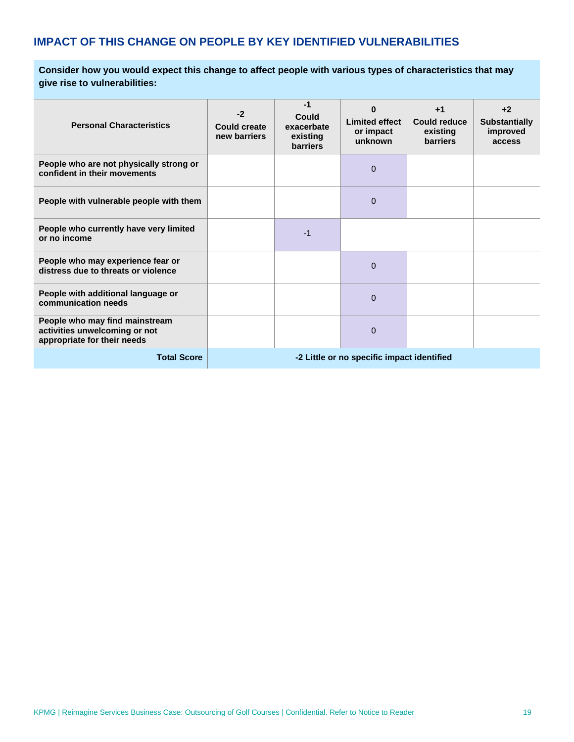## IMPACT OF THIS CHANGE ON PEOPLE BY KEY IDENTIFIED VULNERABILITIES

**Consider how you would expect this change to affect people with various types of characteristics that may give rise to vulnerabilities:**

| Personal Characteristics | -2 Could create new barriers | -1 Could exacerbate existing barriers | 0 Limited effect or impact unknown | +1 Could reduce existing barriers | +2 Substantially improved access |
|---|---|---|---|---|---|
| **People who are not physically strong or confident in their movements** | | | 0 | | |
| **People with vulnerable people with them** | | | 0 | | |
| **People who currently have very limited or no income** | | -1 | | | |
| **People who may experience fear or distress due to threats or violence** | | | 0 | | |
| **People with additional language or communication needs** | | | 0 | | |
| **People who may find mainstream activities unwelcoming or not appropriate for their needs** | | | 0 | | |
| **Total Score** | **-2 Little or no specific impact identified** | | | | |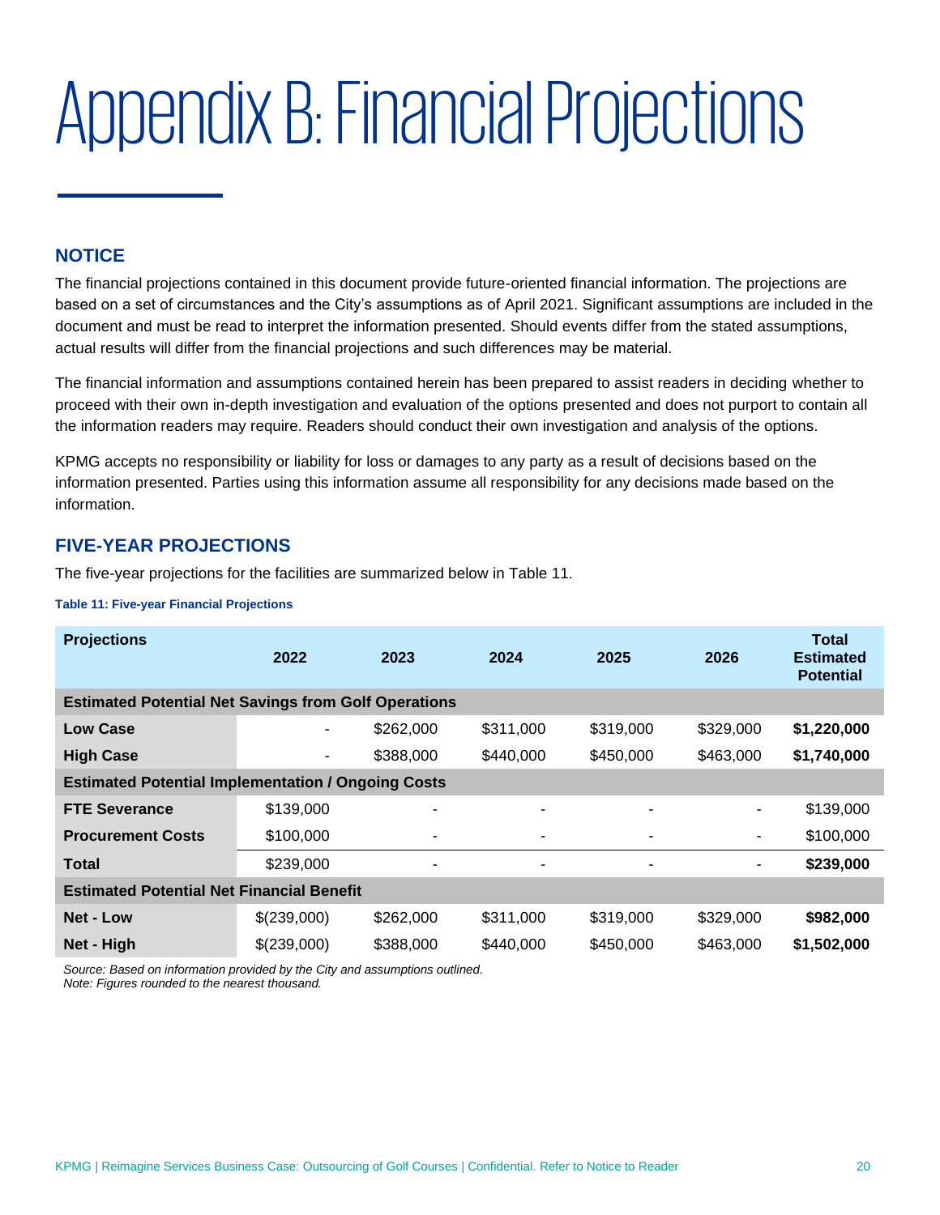# Appendix B: Financial Projections

## NOTICE

The financial projections contained in this document provide future-oriented financial information. The projections are based on a set of circumstances and the City's assumptions as of April 2021. Significant assumptions are included in the document and must be read to interpret the information presented. Should events differ from the stated assumptions, actual results will differ from the financial projections and such differences may be material.

The financial information and assumptions contained herein has been prepared to assist readers in deciding whether to proceed with their own in-depth investigation and evaluation of the options presented and does not purport to contain all the information readers may require. Readers should conduct their own investigation and analysis of the options.

KPMG accepts no responsibility or liability for loss or damages to any party as a result of decisions based on the information presented. Parties using this information assume all responsibility for any decisions made based on the information.

## FIVE-YEAR PROJECTIONS

The five-year projections for the facilities are summarized below in Table 11.

**Table 11: Five-year Financial Projections**

| Projections | 2022 | 2023 | 2024 | 2025 | 2026 | Total Estimated Potential |
|---|---|---|---|---|---|---|
| **Estimated Potential Net Savings from Golf Operations** | | | | | | |
| **Low Case** | - | $262,000 | $311,000 | $319,000 | $329,000 | **$1,220,000** |
| **High Case** | - | $388,000 | $440,000 | $450,000 | $463,000 | **$1,740,000** |
| **Estimated Potential Implementation / Ongoing Costs** | | | | | | |
| **FTE Severance** | $139,000 | - | - | - | - | $139,000 |
| **Procurement Costs** | $100,000 | - | - | - | - | $100,000 |
| **Total** | $239,000 | - | - | - | - | **$239,000** |
| **Estimated Potential Net Financial Benefit** | | | | | | |
| **Net - Low** | $(239,000) | $262,000 | $311,000 | $319,000 | $329,000 | **$982,000** |
| **Net - High** | $(239,000) | $388,000 | $440,000 | $450,000 | $463,000 | **$1,502,000** |

*Source: Based on information provided by the City and assumptions outlined.*
*Note: Figures rounded to the nearest thousand.*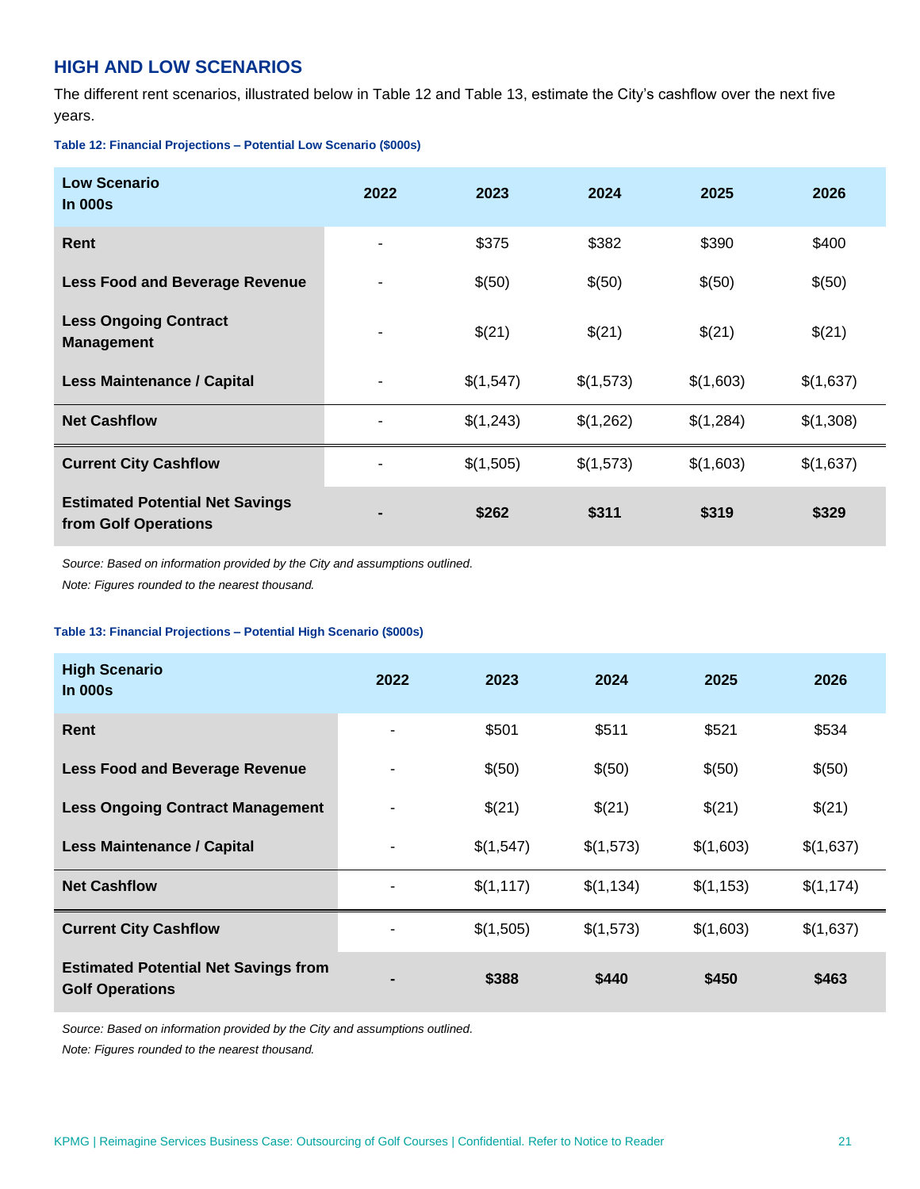## HIGH AND LOW SCENARIOS

The different rent scenarios, illustrated below in Table 12 and Table 13, estimate the City's cashflow over the next five years.

**Table 12: Financial Projections – Potential Low Scenario ($000s)**

| Low Scenario In 000s | 2022 | 2023 | 2024 | 2025 | 2026 |
|---|---|---|---|---|---|
| **Rent** | - | $375 | $382 | $390 | $400 |
| **Less Food and Beverage Revenue** | - | $(50) | $(50) | $(50) | $(50) |
| **Less Ongoing Contract Management** | - | $(21) | $(21) | $(21) | $(21) |
| **Less Maintenance / Capital** | - | $(1,547) | $(1,573) | $(1,603) | $(1,637) |
| **Net Cashflow** | - | $(1,243) | $(1,262) | $(1,284) | $(1,308) |
| **Current City Cashflow** | - | $(1,505) | $(1,573) | $(1,603) | $(1,637) |
| **Estimated Potential Net Savings from Golf Operations** | **-** | **$262** | **$311** | **$319** | **$329** |

*Source: Based on information provided by the City and assumptions outlined.*

*Note: Figures rounded to the nearest thousand.*

**Table 13: Financial Projections – Potential High Scenario ($000s)**

| High Scenario In 000s | 2022 | 2023 | 2024 | 2025 | 2026 |
|---|---|---|---|---|---|
| **Rent** | - | $501 | $511 | $521 | $534 |
| **Less Food and Beverage Revenue** | - | $(50) | $(50) | $(50) | $(50) |
| **Less Ongoing Contract Management** | - | $(21) | $(21) | $(21) | $(21) |
| **Less Maintenance / Capital** | - | $(1,547) | $(1,573) | $(1,603) | $(1,637) |
| **Net Cashflow** | - | $(1,117) | $(1,134) | $(1,153) | $(1,174) |
| **Current City Cashflow** | - | $(1,505) | $(1,573) | $(1,603) | $(1,637) |
| **Estimated Potential Net Savings from Golf Operations** | **-** | **$388** | **$440** | **$450** | **$463** |

*Source: Based on information provided by the City and assumptions outlined.*

*Note: Figures rounded to the nearest thousand.*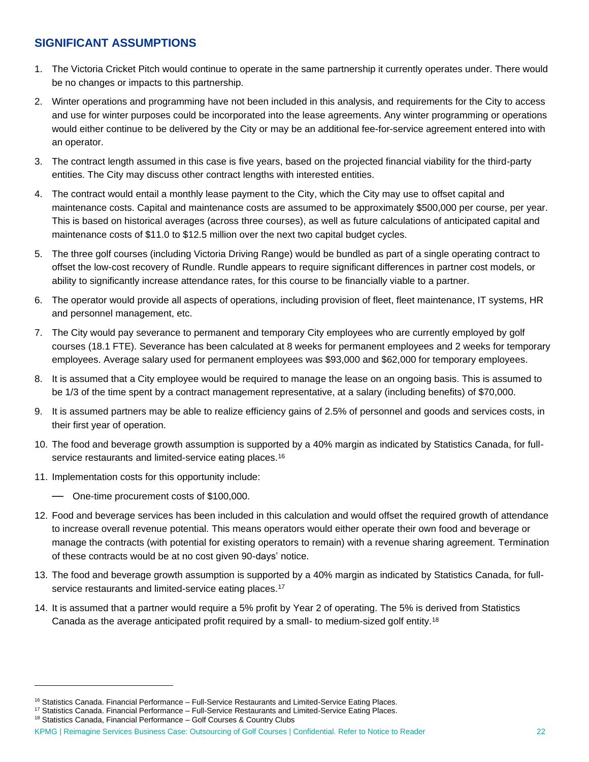## SIGNIFICANT ASSUMPTIONS

1. The Victoria Cricket Pitch would continue to operate in the same partnership it currently operates under. There would be no changes or impacts to this partnership.
2. Winter operations and programming have not been included in this analysis, and requirements for the City to access and use for winter purposes could be incorporated into the lease agreements. Any winter programming or operations would either continue to be delivered by the City or may be an additional fee-for-service agreement entered into with an operator.
3. The contract length assumed in this case is five years, based on the projected financial viability for the third-party entities. The City may discuss other contract lengths with interested entities.
4. The contract would entail a monthly lease payment to the City, which the City may use to offset capital and maintenance costs. Capital and maintenance costs are assumed to be approximately $500,000 per course, per year. This is based on historical averages (across three courses), as well as future calculations of anticipated capital and maintenance costs of $11.0 to $12.5 million over the next two capital budget cycles.
5. The three golf courses (including Victoria Driving Range) would be bundled as part of a single operating contract to offset the low-cost recovery of Rundle. Rundle appears to require significant differences in partner cost models, or ability to significantly increase attendance rates, for this course to be financially viable to a partner.
6. The operator would provide all aspects of operations, including provision of fleet, fleet maintenance, IT systems, HR and personnel management, etc.
7. The City would pay severance to permanent and temporary City employees who are currently employed by golf courses (18.1 FTE). Severance has been calculated at 8 weeks for permanent employees and 2 weeks for temporary employees. Average salary used for permanent employees was $93,000 and $62,000 for temporary employees.
8. It is assumed that a City employee would be required to manage the lease on an ongoing basis. This is assumed to be 1/3 of the time spent by a contract management representative, at a salary (including benefits) of $70,000.
9. It is assumed partners may be able to realize efficiency gains of 2.5% of personnel and goods and services costs, in their first year of operation.
10. The food and beverage growth assumption is supported by a 40% margin as indicated by Statistics Canada, for full-service restaurants and limited-service eating places.[16]
11. Implementation costs for this opportunity include:
    - One-time procurement costs of $100,000.
12. Food and beverage services has been included in this calculation and would offset the required growth of attendance to increase overall revenue potential. This means operators would either operate their own food and beverage or manage the contracts (with potential for existing operators to remain) with a revenue sharing agreement. Termination of these contracts would be at no cost given 90-days' notice.
13. The food and beverage growth assumption is supported by a 40% margin as indicated by Statistics Canada, for full-service restaurants and limited-service eating places.[17]
14. It is assumed that a partner would require a 5% profit by Year 2 of operating. The 5% is derived from Statistics Canada as the average anticipated profit required by a small- to medium-sized golf entity.[18]

---

[16] Statistics Canada. Financial Performance – Full-Service Restaurants and Limited-Service Eating Places.

[17] Statistics Canada. Financial Performance – Full-Service Restaurants and Limited-Service Eating Places.

[18] Statistics Canada, Financial Performance – Golf Courses & Country Clubs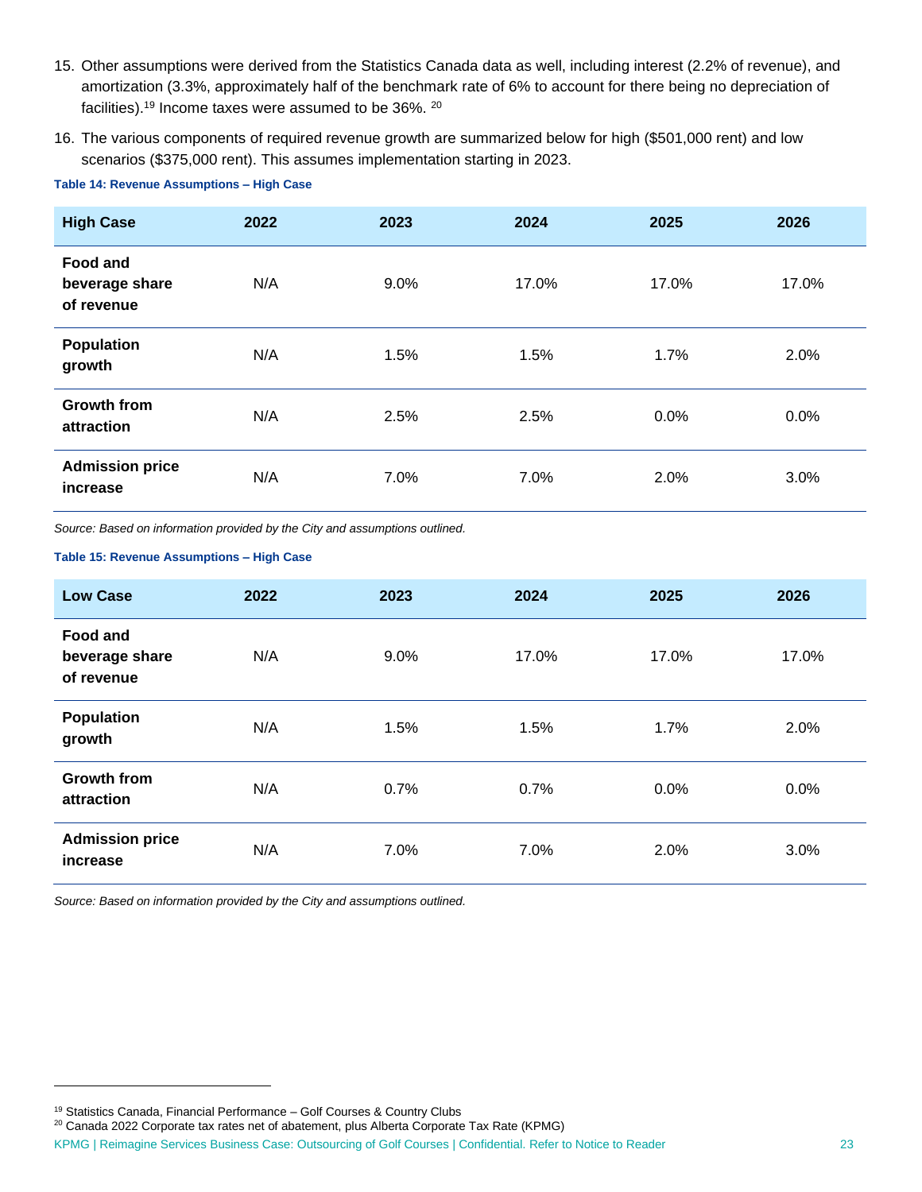15. Other assumptions were derived from the Statistics Canada data as well, including interest (2.2% of revenue), and amortization (3.3%, approximately half of the benchmark rate of 6% to account for there being no depreciation of facilities).[19] Income taxes were assumed to be 36%. [20]

16. The various components of required revenue growth are summarized below for high ($501,000 rent) and low scenarios ($375,000 rent). This assumes implementation starting in 2023.

**Table 14: Revenue Assumptions – High Case**

| High Case | 2022 | 2023 | 2024 | 2025 | 2026 |
|---|---|---|---|---|---|
| Food and beverage share of revenue | N/A | 9.0% | 17.0% | 17.0% | 17.0% |
| Population growth | N/A | 1.5% | 1.5% | 1.7% | 2.0% |
| Growth from attraction | N/A | 2.5% | 2.5% | 0.0% | 0.0% |
| Admission price increase | N/A | 7.0% | 7.0% | 2.0% | 3.0% |

*Source: Based on information provided by the City and assumptions outlined.*

**Table 15: Revenue Assumptions – High Case**

| Low Case | 2022 | 2023 | 2024 | 2025 | 2026 |
|---|---|---|---|---|---|
| Food and beverage share of revenue | N/A | 9.0% | 17.0% | 17.0% | 17.0% |
| Population growth | N/A | 1.5% | 1.5% | 1.7% | 2.0% |
| Growth from attraction | N/A | 0.7% | 0.7% | 0.0% | 0.0% |
| Admission price increase | N/A | 7.0% | 7.0% | 2.0% | 3.0% |

*Source: Based on information provided by the City and assumptions outlined.*

---

[19] Statistics Canada, Financial Performance – Golf Courses & Country Clubs

[20] Canada 2022 Corporate tax rates net of abatement, plus Alberta Corporate Tax Rate (KPMG)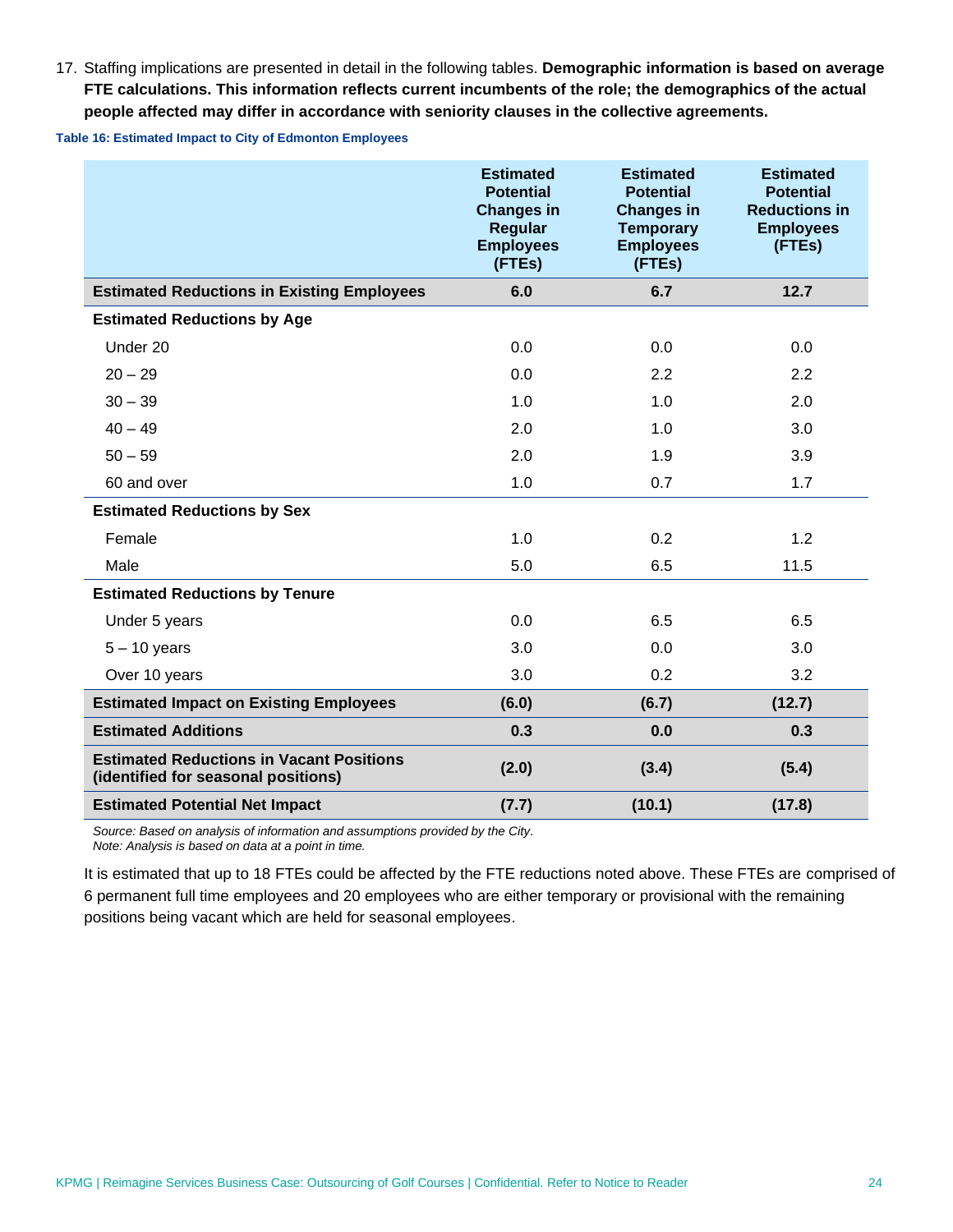17. Staffing implications are presented in detail in the following tables. **Demographic information is based on average FTE calculations. This information reflects current incumbents of the role; the demographics of the actual people affected may differ in accordance with seniority clauses in the collective agreements.**

**Table 16: Estimated Impact to City of Edmonton Employees**

| | Estimated Potential Changes in Regular Employees (FTEs) | Estimated Potential Changes in Temporary Employees (FTEs) | Estimated Potential Reductions in Employees (FTEs) |
|---|---|---|---|
| **Estimated Reductions in Existing Employees** | **6.0** | **6.7** | **12.7** |
| **Estimated Reductions by Age** | | | |
| Under 20 | 0.0 | 0.0 | 0.0 |
| 20 – 29 | 0.0 | 2.2 | 2.2 |
| 30 – 39 | 1.0 | 1.0 | 2.0 |
| 40 – 49 | 2.0 | 1.0 | 3.0 |
| 50 – 59 | 2.0 | 1.9 | 3.9 |
| 60 and over | 1.0 | 0.7 | 1.7 |
| **Estimated Reductions by Sex** | | | |
| Female | 1.0 | 0.2 | 1.2 |
| Male | 5.0 | 6.5 | 11.5 |
| **Estimated Reductions by Tenure** | | | |
| Under 5 years | 0.0 | 6.5 | 6.5 |
| 5 – 10 years | 3.0 | 0.0 | 3.0 |
| Over 10 years | 3.0 | 0.2 | 3.2 |
| **Estimated Impact on Existing Employees** | **(6.0)** | **(6.7)** | **(12.7)** |
| **Estimated Additions** | **0.3** | **0.0** | **0.3** |
| **Estimated Reductions in Vacant Positions (identified for seasonal positions)** | **(2.0)** | **(3.4)** | **(5.4)** |
| **Estimated Potential Net Impact** | **(7.7)** | **(10.1)** | **(17.8)** |

*Source: Based on analysis of information and assumptions provided by the City.*
*Note: Analysis is based on data at a point in time.*

It is estimated that up to 18 FTEs could be affected by the FTE reductions noted above. These FTEs are comprised of 6 permanent full time employees and 20 employees who are either temporary or provisional with the remaining positions being vacant which are held for seasonal employees.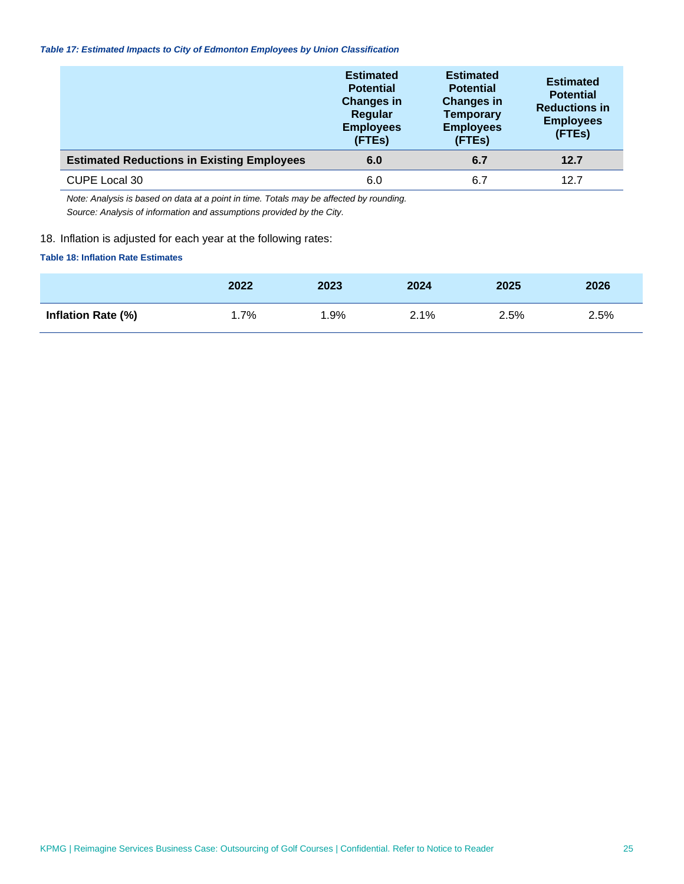***Table 17: Estimated Impacts to City of Edmonton Employees by Union Classification***

| | Estimated Potential Changes in Regular Employees (FTEs) | Estimated Potential Changes in Temporary Employees (FTEs) | Estimated Potential Reductions in Employees (FTEs) |
|---|---|---|---|
| **Estimated Reductions in Existing Employees** | **6.0** | **6.7** | **12.7** |
| CUPE Local 30 | 6.0 | 6.7 | 12.7 |

*Note: Analysis is based on data at a point in time. Totals may be affected by rounding.*

*Source: Analysis of information and assumptions provided by the City.*

18. Inflation is adjusted for each year at the following rates:

**Table 18: Inflation Rate Estimates**

| | 2022 | 2023 | 2024 | 2025 | 2026 |
|---|---|---|---|---|---|
| **Inflation Rate (%)** | 1.7% | 1.9% | 2.1% | 2.5% | 2.5% |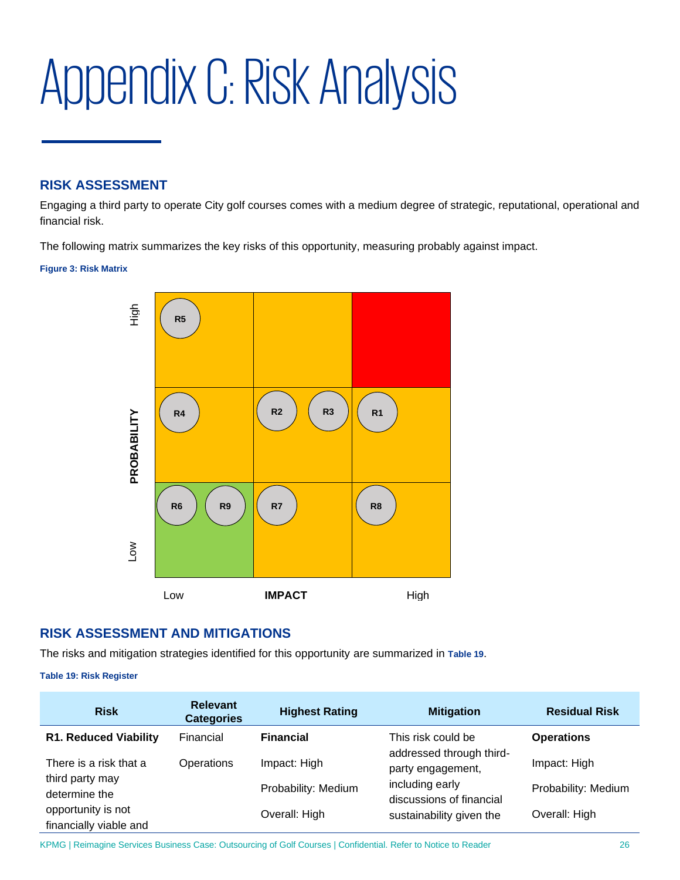# Appendix C: Risk Analysis

## RISK ASSESSMENT

Engaging a third party to operate City golf courses comes with a medium degree of strategic, reputational, operational and financial risk.

The following matrix summarizes the key risks of this opportunity, measuring probably against impact.

**Figure 3: Risk Matrix**

| PROBABILITY / IMPACT | Low | | High |
|---|---|---|---|
| High | R5 | | |
| | R4 | R2, R3 | R1 |
| Low | R6, R9 | R7 | R8 |

## RISK ASSESSMENT AND MITIGATIONS

The risks and mitigation strategies identified for this opportunity are summarized in **Table 19**.

**Table 19: Risk Register**

| Risk | Relevant Categories | Highest Rating | Mitigation | Residual Risk |
|---|---|---|---|---|
| **R1. Reduced Viability** There is a risk that a third party may determine the opportunity is not financially viable and | Financial Operations | **Financial** Impact: High Probability: Medium Overall: High | This risk could be addressed through third-party engagement, including early discussions of financial sustainability given the | **Operations** Impact: High Probability: Medium Overall: High |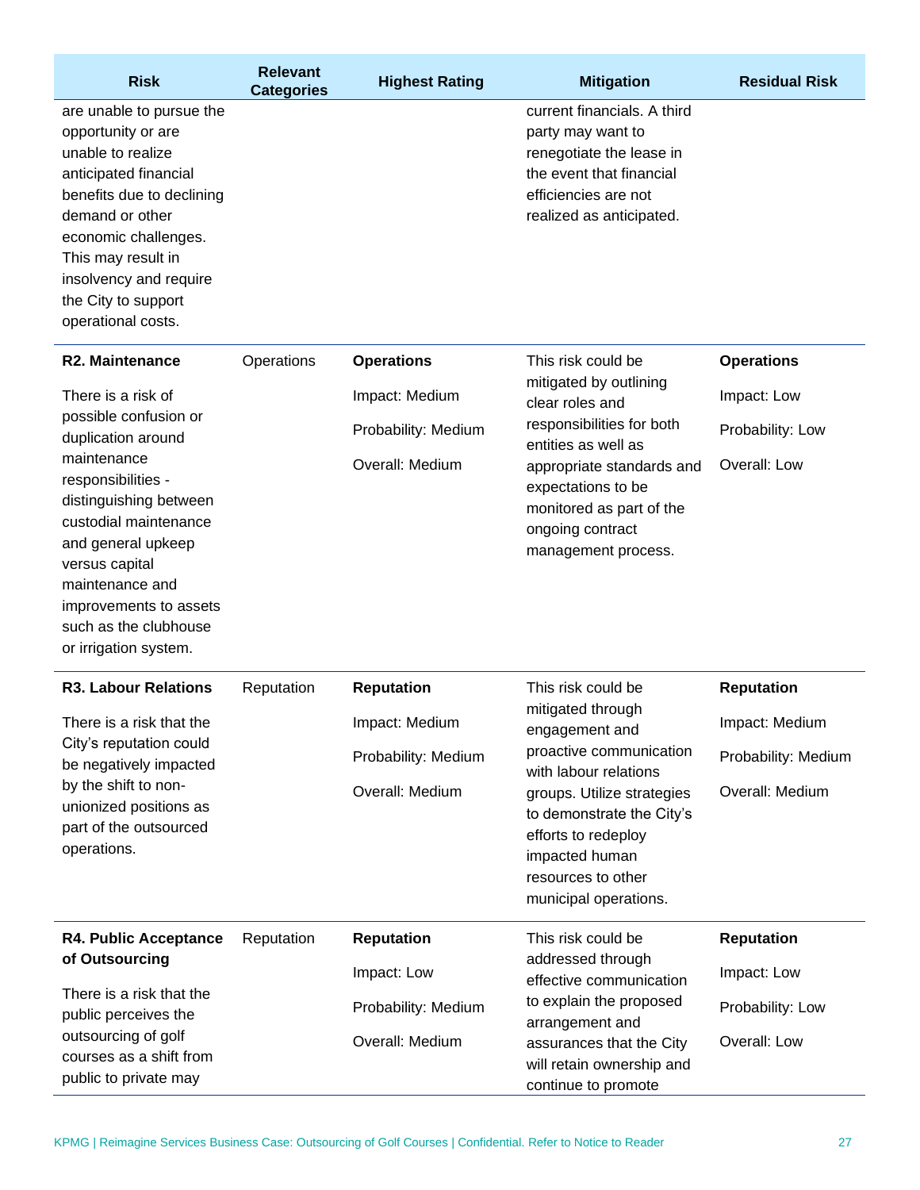| Risk | Relevant Categories | Highest Rating | Mitigation | Residual Risk |
|---|---|---|---|---|
| are unable to pursue the opportunity or are unable to realize anticipated financial benefits due to declining demand or other economic challenges. This may result in insolvency and require the City to support operational costs. | | | current financials. A third party may want to renegotiate the lease in the event that financial efficiencies are not realized as anticipated. | |
| **R2. Maintenance**<br><br>There is a risk of possible confusion or duplication around maintenance responsibilities - distinguishing between custodial maintenance and general upkeep versus capital maintenance and improvements to assets such as the clubhouse or irrigation system. | Operations | **Operations**<br><br>Impact: Medium<br><br>Probability: Medium<br><br>Overall: Medium | This risk could be mitigated by outlining clear roles and responsibilities for both entities as well as appropriate standards and expectations to be monitored as part of the ongoing contract management process. | **Operations**<br><br>Impact: Low<br><br>Probability: Low<br><br>Overall: Low |
| **R3. Labour Relations**<br><br>There is a risk that the City's reputation could be negatively impacted by the shift to non-unionized positions as part of the outsourced operations. | Reputation | **Reputation**<br><br>Impact: Medium<br><br>Probability: Medium<br><br>Overall: Medium | This risk could be mitigated through engagement and proactive communication with labour relations groups. Utilize strategies to demonstrate the City's efforts to redeploy impacted human resources to other municipal operations. | **Reputation**<br><br>Impact: Medium<br><br>Probability: Medium<br><br>Overall: Medium |
| **R4. Public Acceptance of Outsourcing**<br><br>There is a risk that the public perceives the outsourcing of golf courses as a shift from public to private may | Reputation | **Reputation**<br><br>Impact: Low<br><br>Probability: Medium<br><br>Overall: Medium | This risk could be addressed through effective communication to explain the proposed arrangement and assurances that the City will retain ownership and continue to promote | **Reputation**<br><br>Impact: Low<br><br>Probability: Low<br><br>Overall: Low |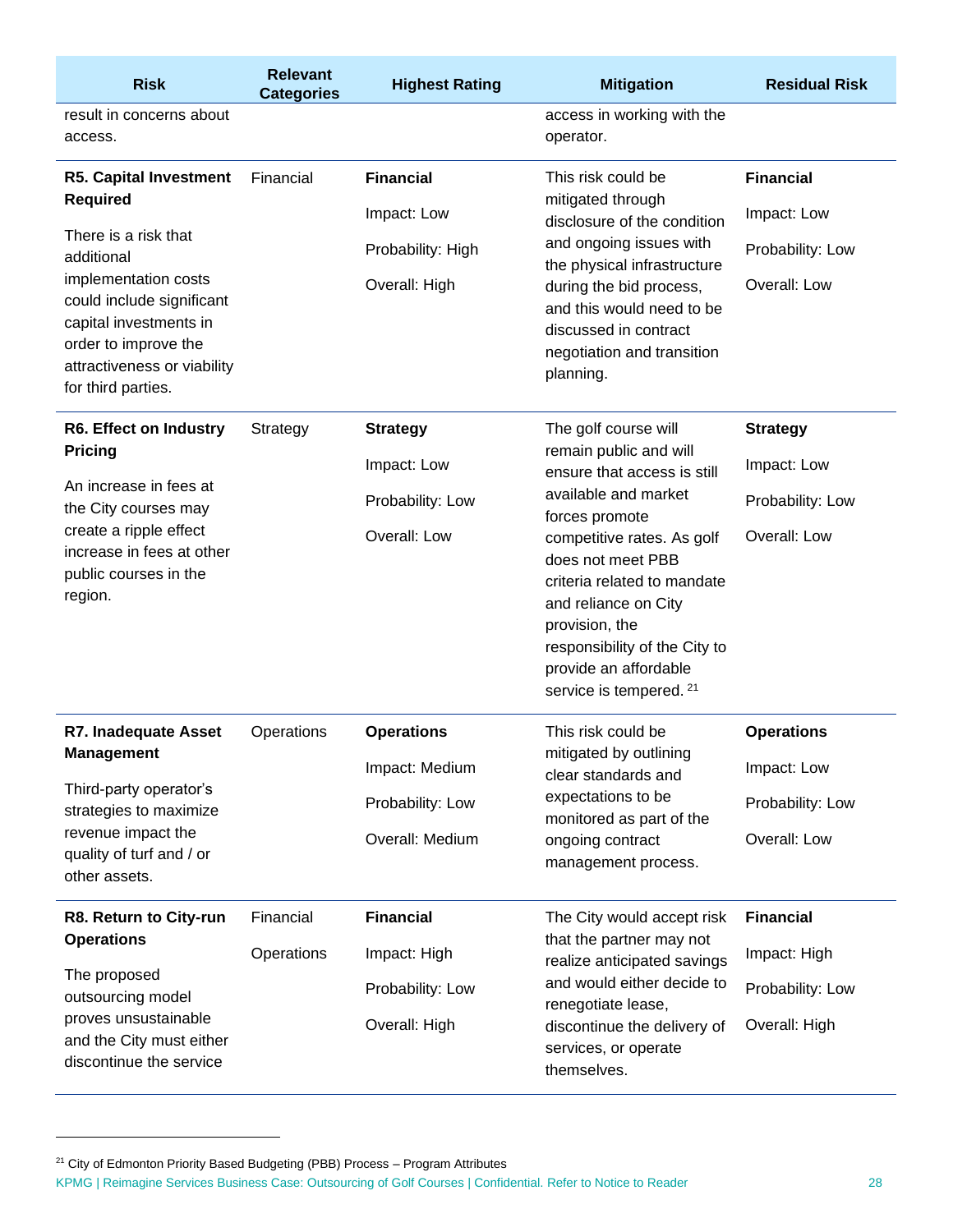| Risk | Relevant Categories | Highest Rating | Mitigation | Residual Risk |
|---|---|---|---|---|
| result in concerns about access. | | | access in working with the operator. | |
| **R5. Capital Investment Required** There is a risk that additional implementation costs could include significant capital investments in order to improve the attractiveness or viability for third parties. | Financial | **Financial** Impact: Low Probability: High Overall: High | This risk could be mitigated through disclosure of the condition and ongoing issues with the physical infrastructure during the bid process, and this would need to be discussed in contract negotiation and transition planning. | **Financial** Impact: Low Probability: Low Overall: Low |
| **R6. Effect on Industry Pricing** An increase in fees at the City courses may create a ripple effect increase in fees at other public courses in the region. | Strategy | **Strategy** Impact: Low Probability: Low Overall: Low | The golf course will remain public and will ensure that access is still available and market forces promote competitive rates. As golf does not meet PBB criteria related to mandate and reliance on City provision, the responsibility of the City to provide an affordable service is tempered. [21] | **Strategy** Impact: Low Probability: Low Overall: Low |
| **R7. Inadequate Asset Management** Third-party operator's strategies to maximize revenue impact the quality of turf and / or other assets. | Operations | **Operations** Impact: Medium Probability: Low Overall: Medium | This risk could be mitigated by outlining clear standards and expectations to be monitored as part of the ongoing contract management process. | **Operations** Impact: Low Probability: Low Overall: Low |
| **R8. Return to City-run Operations** The proposed outsourcing model proves unsustainable and the City must either discontinue the service | Financial Operations | **Financial** Impact: High Probability: Low Overall: High | The City would accept risk that the partner may not realize anticipated savings and would either decide to renegotiate lease, discontinue the delivery of services, or operate themselves. | **Financial** Impact: High Probability: Low Overall: High |

[21] City of Edmonton Priority Based Budgeting (PBB) Process – Program Attributes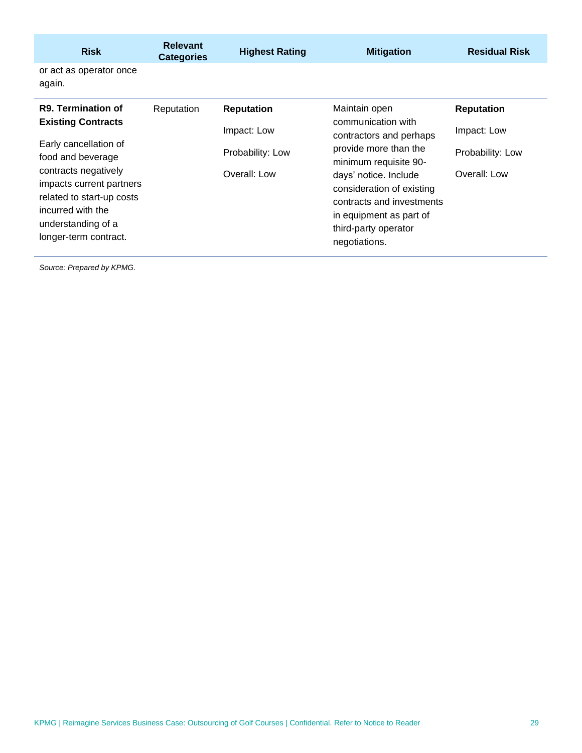| Risk | Relevant Categories | Highest Rating | Mitigation | Residual Risk |
|---|---|---|---|---|
| or act as operator once again. | | | | |
| **R9. Termination of Existing Contracts**<br><br>Early cancellation of food and beverage contracts negatively impacts current partners related to start-up costs incurred with the understanding of a longer-term contract. | Reputation | **Reputation**<br><br>Impact: Low<br><br>Probability: Low<br><br>Overall: Low | Maintain open communication with contractors and perhaps provide more than the minimum requisite 90-days' notice. Include consideration of existing contracts and investments in equipment as part of third-party operator negotiations. | **Reputation**<br><br>Impact: Low<br><br>Probability: Low<br><br>Overall: Low |

*Source: Prepared by KPMG.*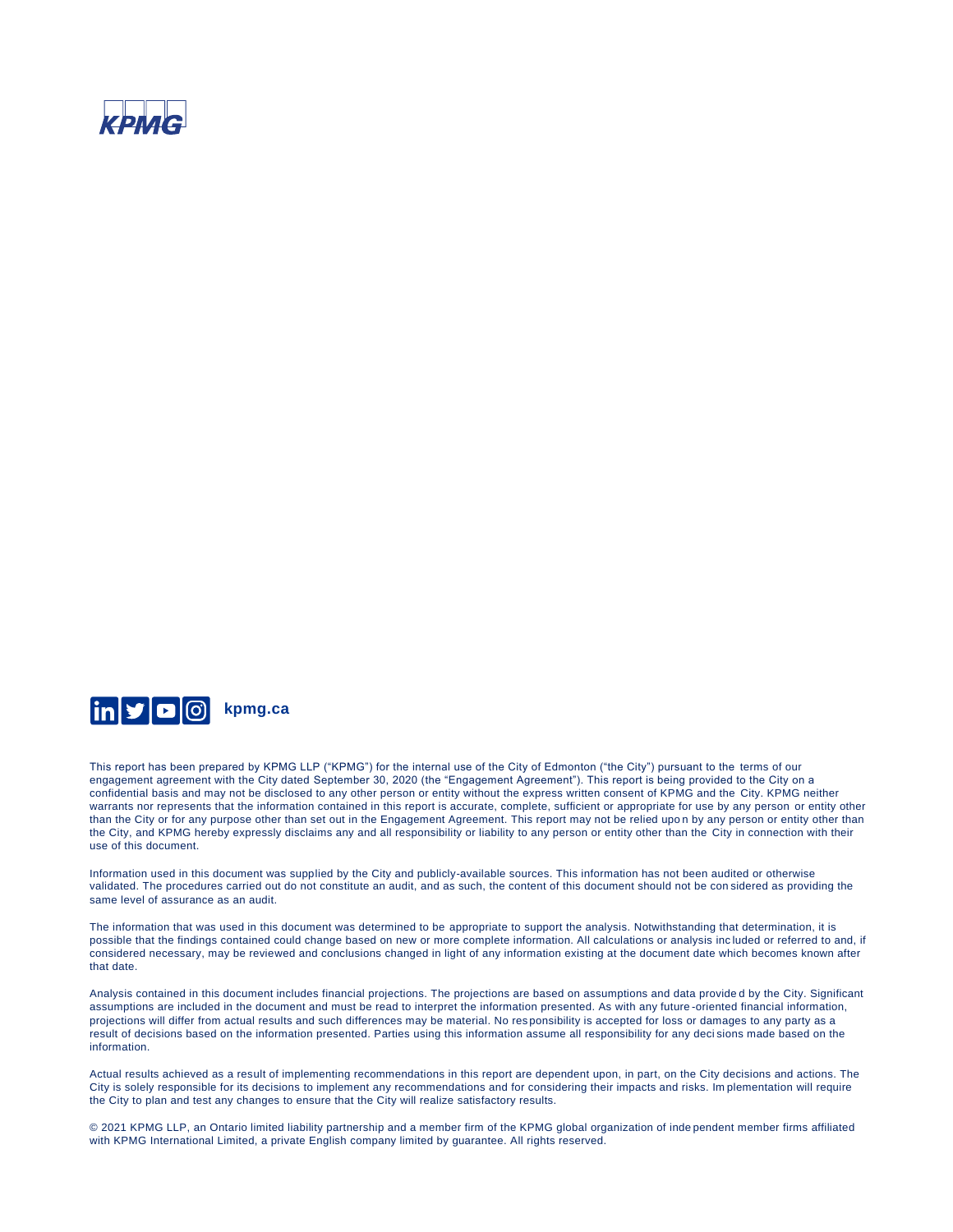KPMG

kpmg.ca

This report has been prepared by KPMG LLP ("KPMG") for the internal use of the City of Edmonton ("the City") pursuant to the terms of our engagement agreement with the City dated September 30, 2020 (the "Engagement Agreement"). This report is being provided to the City on a confidential basis and may not be disclosed to any other person or entity without the express written consent of KPMG and the City. KPMG neither warrants nor represents that the information contained in this report is accurate, complete, sufficient or appropriate for use by any person or entity other than the City or for any purpose other than set out in the Engagement Agreement. This report may not be relied upon by any person or entity other than the City, and KPMG hereby expressly disclaims any and all responsibility or liability to any person or entity other than the City in connection with their use of this document.

Information used in this document was supplied by the City and publicly-available sources. This information has not been audited or otherwise validated. The procedures carried out do not constitute an audit, and as such, the content of this document should not be considered as providing the same level of assurance as an audit.

The information that was used in this document was determined to be appropriate to support the analysis. Notwithstanding that determination, it is possible that the findings contained could change based on new or more complete information. All calculations or analysis included or referred to and, if considered necessary, may be reviewed and conclusions changed in light of any information existing at the document date which becomes known after that date.

Analysis contained in this document includes financial projections. The projections are based on assumptions and data provided by the City. Significant assumptions are included in the document and must be read to interpret the information presented. As with any future-oriented financial information, projections will differ from actual results and such differences may be material. No responsibility is accepted for loss or damages to any party as a result of decisions based on the information presented. Parties using this information assume all responsibility for any decisions made based on the information.

Actual results achieved as a result of implementing recommendations in this report are dependent upon, in part, on the City decisions and actions. The City is solely responsible for its decisions to implement any recommendations and for considering their impacts and risks. Implementation will require the City to plan and test any changes to ensure that the City will realize satisfactory results.

© 2021 KPMG LLP, an Ontario limited liability partnership and a member firm of the KPMG global organization of independent member firms affiliated with KPMG International Limited, a private English company limited by guarantee. All rights reserved.